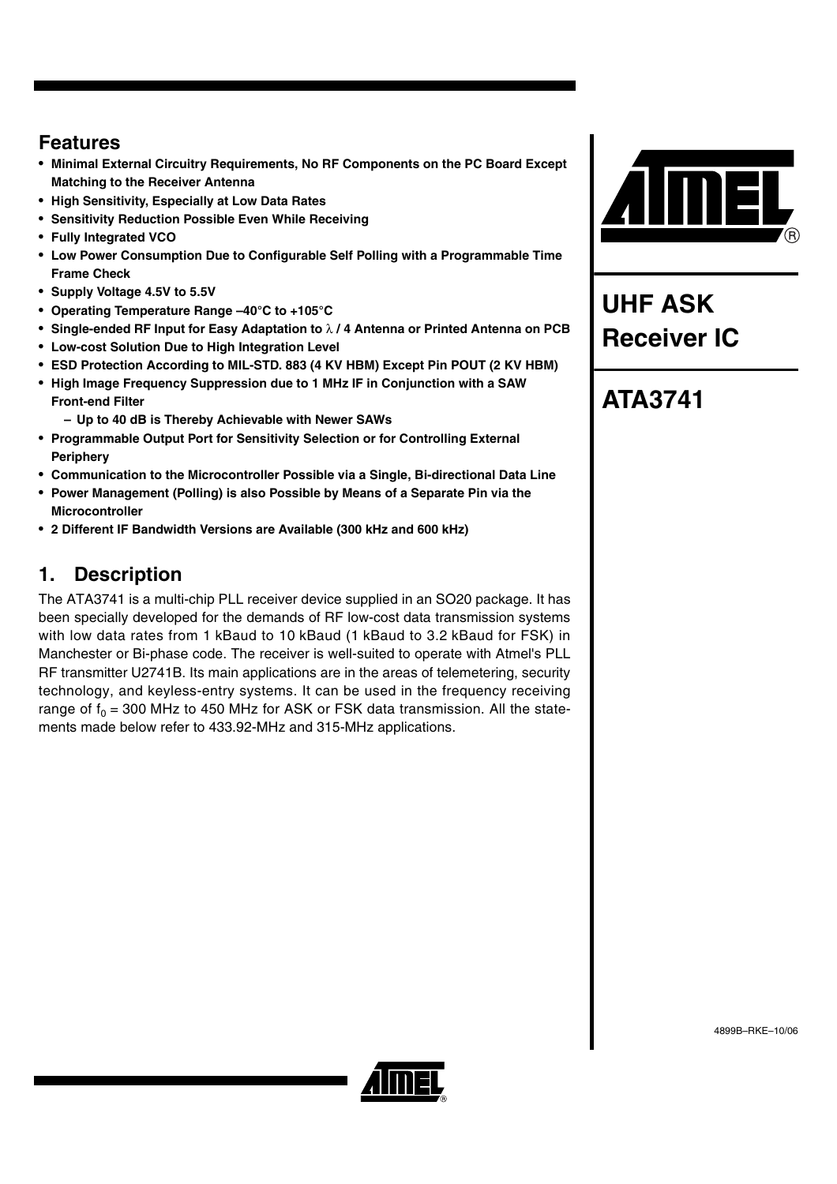## Features

- **Minimal External Circuitry Requirements, No RF Components on the PC Board Except Matching to the Receiver Antenna**
- **High Sensitivity, Especially at Low Data Rates**
- **Sensitivity Reduction Possible Even While Receiving**
- **Fully Integrated VCO**
- **Low Power Consumption Due to Configurable Self Polling with a Programmable Time Frame Check**
- **Supply Voltage 4.5V to 5.5V**
- **Operating Temperature Range –40°C to +105°C**
- **Single-ended RF Input for Easy Adaptation to λ / 4 Antenna or Printed Antenna on PCB**
- **Low-cost Solution Due to High Integration Level**
- **ESD Protection According to MIL-STD. 883 (4 KV HBM) Except Pin POUT (2 KV HBM)**
- **High Image Frequency Suppression due to 1 MHz IF in Conjunction with a SAW Front-end Filter**
  - **Up to 40 dB is Thereby Achievable with Newer SAWs**
- **Programmable Output Port for Sensitivity Selection or for Controlling External Periphery**
- **Communication to the Microcontroller Possible via a Single, Bi-directional Data Line**
- **Power Management (Polling) is also Possible by Means of a Separate Pin via the Microcontroller**
- **2 Different IF Bandwidth Versions are Available (300 kHz and 600 kHz)**

# UHF ASK Receiver IC

# ATA3741

## 1. Description

The ATA3741 is a multi-chip PLL receiver device supplied in an SO20 package. It has been specially developed for the demands of RF low-cost data transmission systems with low data rates from 1 kBaud to 10 kBaud (1 kBaud to 3.2 kBaud for FSK) in Manchester or Bi-phase code. The receiver is well-suited to operate with Atmel's PLL RF transmitter U2741B. Its main applications are in the areas of telemetering, security technology, and keyless-entry systems. It can be used in the frequency receiving range of $f_0$ = 300 MHz to 450 MHz for ASK or FSK data transmission. All the statements made below refer to 433.92-MHz and 315-MHz applications.

4899B–RKE–10/06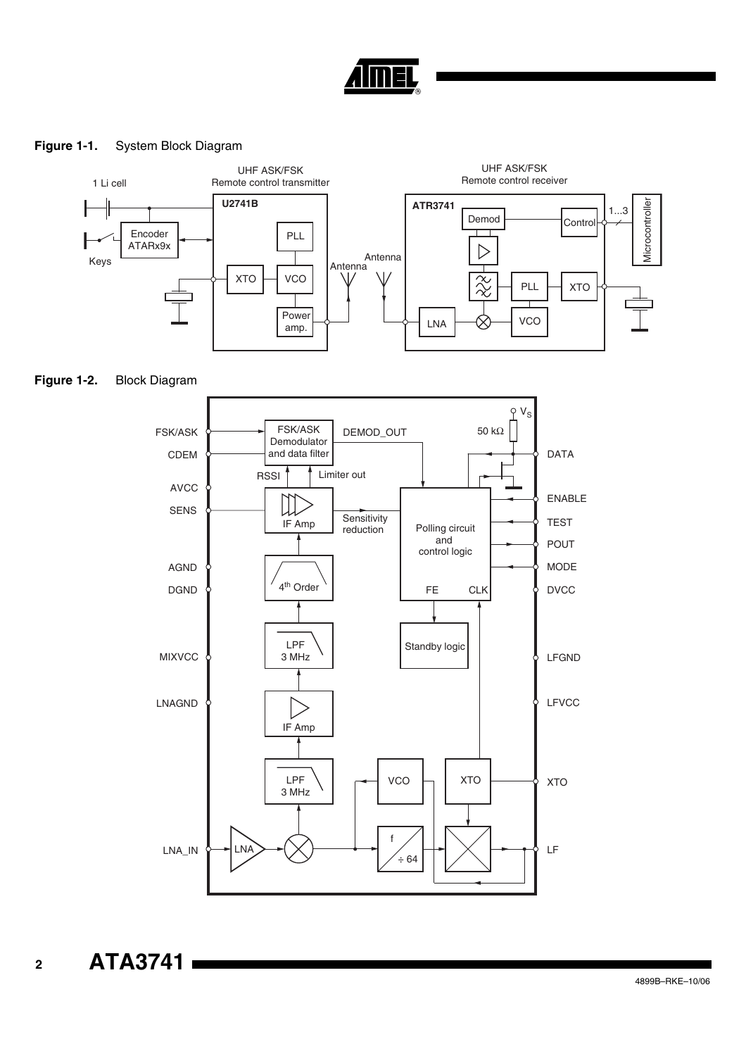**Figure 1-1.** System Block Diagram

**Figure 1-2.** Block Diagram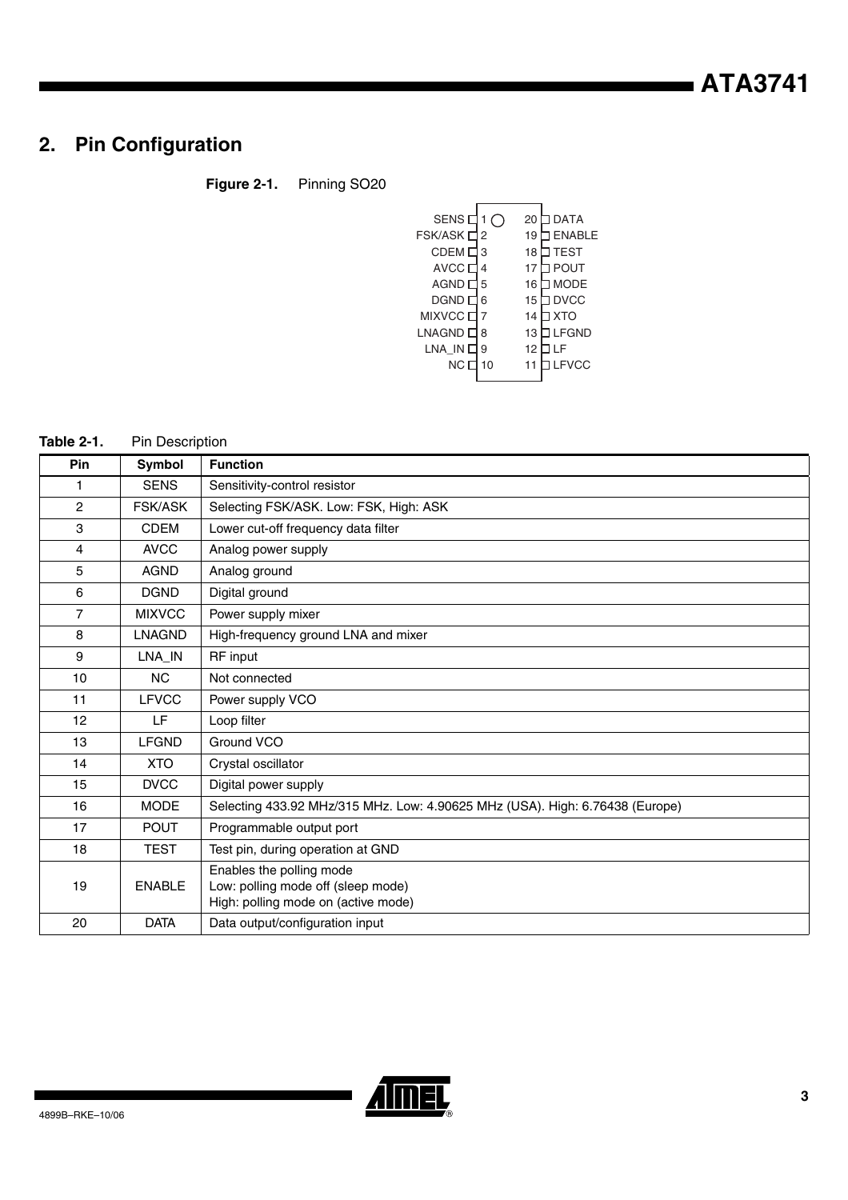## 2. Pin Configuration

**Figure 2-1.** Pinning SO20

| Pin | Symbol | | Symbol | Pin |
|---|---|---|---|---|
| 1 | SENS | | DATA | 20 |
| 2 | FSK/ASK | | ENABLE | 19 |
| 3 | CDEM | | TEST | 18 |
| 4 | AVCC | | POUT | 17 |
| 5 | AGND | | MODE | 16 |
| 6 | DGND | | DVCC | 15 |
| 7 | MIXVCC | | XTO | 14 |
| 8 | LNAGND | | LFGND | 13 |
| 9 | LNA_IN | | LF | 12 |
| 10 | NC | | LFVCC | 11 |

**Table 2-1.** Pin Description

| Pin | Symbol | Function |
|---|---|---|
| 1 | SENS | Sensitivity-control resistor |
| 2 | FSK/ASK | Selecting FSK/ASK. Low: FSK, High: ASK |
| 3 | CDEM | Lower cut-off frequency data filter |
| 4 | AVCC | Analog power supply |
| 5 | AGND | Analog ground |
| 6 | DGND | Digital ground |
| 7 | MIXVCC | Power supply mixer |
| 8 | LNAGND | High-frequency ground LNA and mixer |
| 9 | LNA_IN | RF input |
| 10 | NC | Not connected |
| 11 | LFVCC | Power supply VCO |
| 12 | LF | Loop filter |
| 13 | LFGND | Ground VCO |
| 14 | XTO | Crystal oscillator |
| 15 | DVCC | Digital power supply |
| 16 | MODE | Selecting 433.92 MHz/315 MHz. Low: 4.90625 MHz (USA). High: 6.76438 (Europe) |
| 17 | POUT | Programmable output port |
| 18 | TEST | Test pin, during operation at GND |
| 19 | ENABLE | Enables the polling mode<br>Low: polling mode off (sleep mode)<br>High: polling mode on (active mode) |
| 20 | DATA | Data output/configuration input |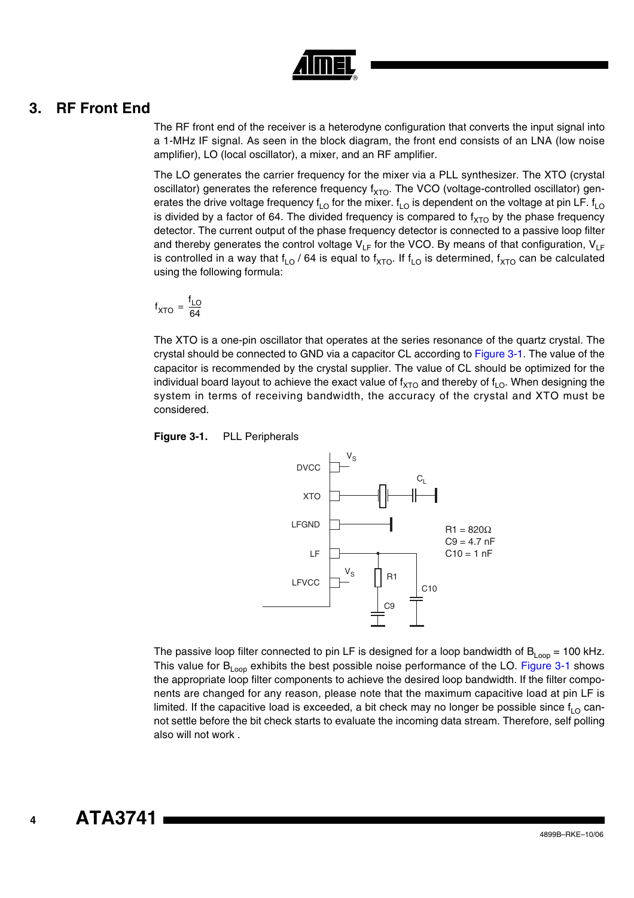# 3. RF Front End

The RF front end of the receiver is a heterodyne configuration that converts the input signal into a 1-MHz IF signal. As seen in the block diagram, the front end consists of an LNA (low noise amplifier), LO (local oscillator), a mixer, and an RF amplifier.

The LO generates the carrier frequency for the mixer via a PLL synthesizer. The XTO (crystal oscillator) generates the reference frequency $f_{XTO}$. The VCO (voltage-controlled oscillator) generates the drive voltage frequency $f_{LO}$ for the mixer. $f_{LO}$ is dependent on the voltage at pin LF. $f_{LO}$ is divided by a factor of 64. The divided frequency is compared to $f_{XTO}$ by the phase frequency detector. The current output of the phase frequency detector is connected to a passive loop filter and thereby generates the control voltage $V_{LF}$ for the VCO. By means of that configuration, $V_{LF}$ is controlled in a way that $f_{LO}$ / 64 is equal to $f_{XTO}$. If $f_{LO}$ is determined, $f_{XTO}$ can be calculated using the following formula:

$$f_{XTO} = \frac{f_{LO}}{64}$$

The XTO is a one-pin oscillator that operates at the series resonance of the quartz crystal. The crystal should be connected to GND via a capacitor CL according to Figure 3-1. The value of the capacitor is recommended by the crystal supplier. The value of CL should be optimized for the individual board layout to achieve the exact value of $f_{XTO}$ and thereby of $f_{LO}$. When designing the system in terms of receiving bandwidth, the accuracy of the crystal and XTO must be considered.

**Figure 3-1.** PLL Peripherals

R1 = 820Ω
C9 = 4.7 nF
C10 = 1 nF

The passive loop filter connected to pin LF is designed for a loop bandwidth of $B_{Loop}$ = 100 kHz. This value for $B_{Loop}$ exhibits the best possible noise performance of the LO. Figure 3-1 shows the appropriate loop filter components to achieve the desired loop bandwidth. If the filter components are changed for any reason, please note that the maximum capacitive load at pin LF is limited. If the capacitive load is exceeded, a bit check may no longer be possible since $f_{LO}$ cannot settle before the bit check starts to evaluate the incoming data stream. Therefore, self polling also will not work .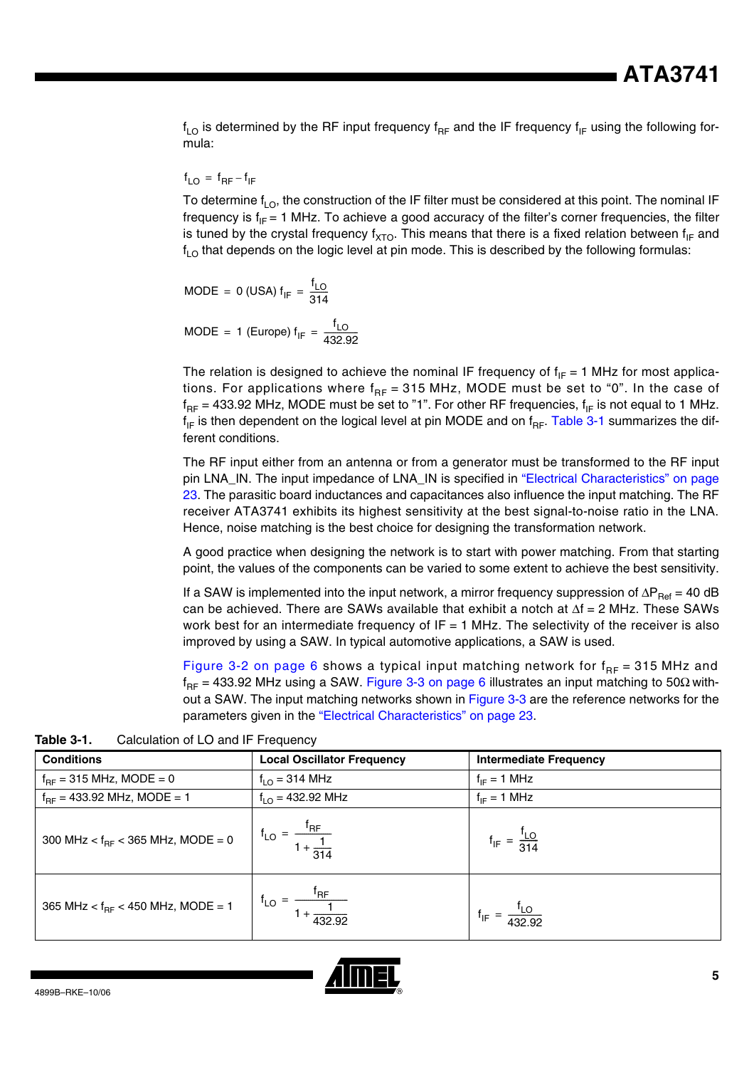$f_{LO}$ is determined by the RF input frequency $f_{RF}$ and the IF frequency $f_{IF}$ using the following formula:

$$f_{LO} = f_{RF} - f_{IF}$$

To determine $f_{LO}$, the construction of the IF filter must be considered at this point. The nominal IF frequency is $f_{IF}$ = 1 MHz. To achieve a good accuracy of the filter's corner frequencies, the filter is tuned by the crystal frequency $f_{XTO}$. This means that there is a fixed relation between $f_{IF}$ and $f_{LO}$ that depends on the logic level at pin mode. This is described by the following formulas:

$$\text{MODE} = 0 \text{ (USA) } f_{IF} = \frac{f_{LO}}{314}$$

$$\text{MODE} = 1 \text{ (Europe) } f_{IF} = \frac{f_{LO}}{432.92}$$

The relation is designed to achieve the nominal IF frequency of $f_{IF}$ = 1 MHz for most applications. For applications where $f_{RF}$ = 315 MHz, MODE must be set to "0". In the case of $f_{RF}$ = 433.92 MHz, MODE must be set to "1". For other RF frequencies, $f_{IF}$ is not equal to 1 MHz. $f_{IF}$ is then dependent on the logical level at pin MODE and on $f_{RF}$. Table 3-1 summarizes the different conditions.

The RF input either from an antenna or from a generator must be transformed to the RF input pin LNA_IN. The input impedance of LNA_IN is specified in "Electrical Characteristics" on page 23. The parasitic board inductances and capacitances also influence the input matching. The RF receiver ATA3741 exhibits its highest sensitivity at the best signal-to-noise ratio in the LNA. Hence, noise matching is the best choice for designing the transformation network.

A good practice when designing the network is to start with power matching. From that starting point, the values of the components can be varied to some extent to achieve the best sensitivity.

If a SAW is implemented into the input network, a mirror frequency suppression of $\Delta P_{Ref}$ = 40 dB can be achieved. There are SAWs available that exhibit a notch at $\Delta f$ = 2 MHz. These SAWs work best for an intermediate frequency of IF = 1 MHz. The selectivity of the receiver is also improved by using a SAW. In typical automotive applications, a SAW is used.

Figure 3-2 on page 6 shows a typical input matching network for $f_{RF}$ = 315 MHz and $f_{RF}$ = 433.92 MHz using a SAW. Figure 3-3 on page 6 illustrates an input matching to 50Ω without a SAW. The input matching networks shown in Figure 3-3 are the reference networks for the parameters given in the "Electrical Characteristics" on page 23.

**Table 3-1.** Calculation of LO and IF Frequency

| Conditions | Local Oscillator Frequency | Intermediate Frequency |
|---|---|---|
| $f_{RF}$ = 315 MHz, MODE = 0 | $f_{LO}$ = 314 MHz | $f_{IF}$ = 1 MHz |
| $f_{RF}$ = 433.92 MHz, MODE = 1 | $f_{LO}$ = 432.92 MHz | $f_{IF}$ = 1 MHz |
| 300 MHz < $f_{RF}$ < 365 MHz, MODE = 0 | $f_{LO} = \dfrac{f_{RF}}{1 + \dfrac{1}{314}}$ | $f_{IF} = \dfrac{f_{LO}}{314}$ |
| 365 MHz < $f_{RF}$ < 450 MHz, MODE = 1 | $f_{LO} = \dfrac{f_{RF}}{1 + \dfrac{1}{432.92}}$ | $f_{IF} = \dfrac{f_{LO}}{432.92}$ |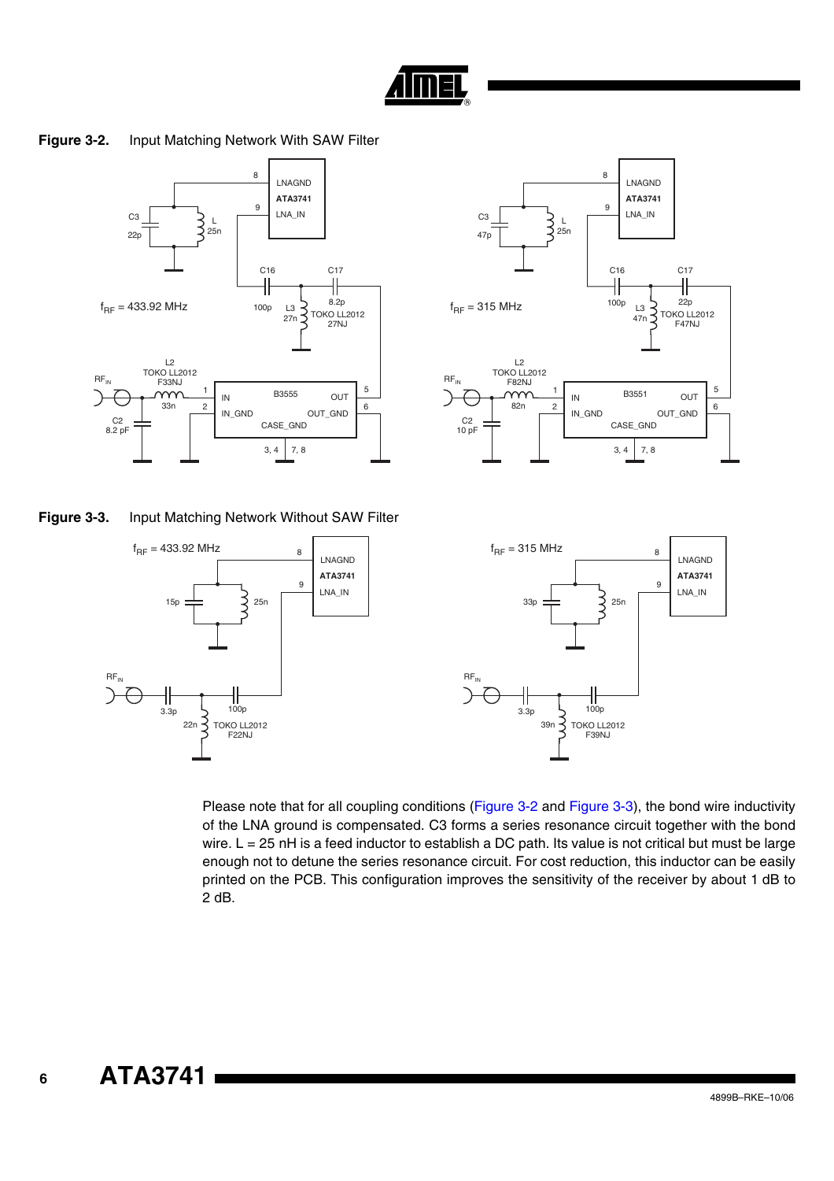**Figure 3-2.** Input Matching Network With SAW Filter

**Figure 3-3.** Input Matching Network Without SAW Filter

Please note that for all coupling conditions (Figure 3-2 and Figure 3-3), the bond wire inductivity of the LNA ground is compensated. C3 forms a series resonance circuit together with the bond wire. L = 25 nH is a feed inductor to establish a DC path. Its value is not critical but must be large enough not to detune the series resonance circuit. For cost reduction, this inductor can be easily printed on the PCB. This configuration improves the sensitivity of the receiver by about 1 dB to 2 dB.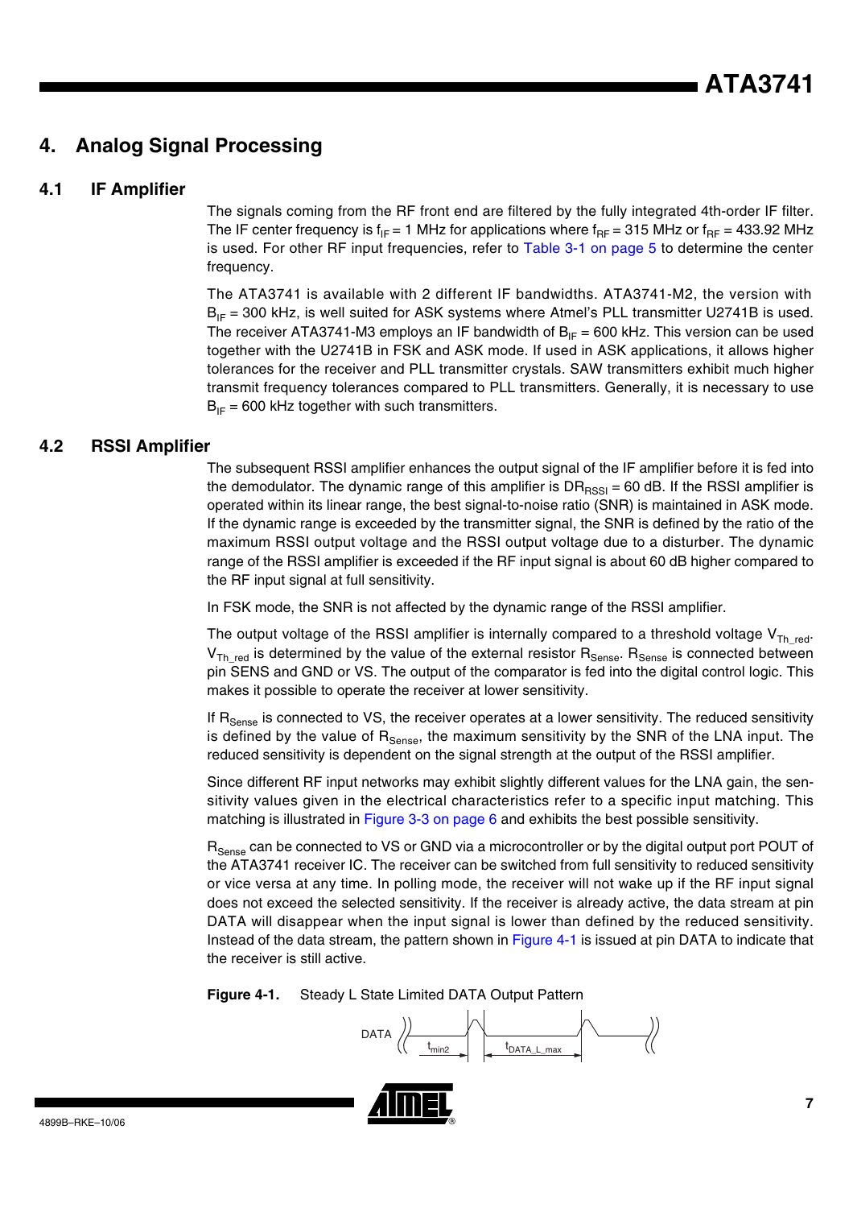# 4. Analog Signal Processing

## 4.1 IF Amplifier

The signals coming from the RF front end are filtered by the fully integrated 4th-order IF filter. The IF center frequency is $f_{IF}$ = 1 MHz for applications where $f_{RF}$ = 315 MHz or $f_{RF}$ = 433.92 MHz is used. For other RF input frequencies, refer to Table 3-1 on page 5 to determine the center frequency.

The ATA3741 is available with 2 different IF bandwidths. ATA3741-M2, the version with $B_{IF}$ = 300 kHz, is well suited for ASK systems where Atmel's PLL transmitter U2741B is used. The receiver ATA3741-M3 employs an IF bandwidth of $B_{IF}$ = 600 kHz. This version can be used together with the U2741B in FSK and ASK mode. If used in ASK applications, it allows higher tolerances for the receiver and PLL transmitter crystals. SAW transmitters exhibit much higher transmit frequency tolerances compared to PLL transmitters. Generally, it is necessary to use $B_{IF}$ = 600 kHz together with such transmitters.

## 4.2 RSSI Amplifier

The subsequent RSSI amplifier enhances the output signal of the IF amplifier before it is fed into the demodulator. The dynamic range of this amplifier is $DR_{RSSI}$ = 60 dB. If the RSSI amplifier is operated within its linear range, the best signal-to-noise ratio (SNR) is maintained in ASK mode. If the dynamic range is exceeded by the transmitter signal, the SNR is defined by the ratio of the maximum RSSI output voltage and the RSSI output voltage due to a disturber. The dynamic range of the RSSI amplifier is exceeded if the RF input signal is about 60 dB higher compared to the RF input signal at full sensitivity.

In FSK mode, the SNR is not affected by the dynamic range of the RSSI amplifier.

The output voltage of the RSSI amplifier is internally compared to a threshold voltage $V_{Th\_red}$. $V_{Th\_red}$ is determined by the value of the external resistor $R_{Sense}$. $R_{Sense}$ is connected between pin SENS and GND or VS. The output of the comparator is fed into the digital control logic. This makes it possible to operate the receiver at lower sensitivity.

If $R_{Sense}$ is connected to VS, the receiver operates at a lower sensitivity. The reduced sensitivity is defined by the value of $R_{Sense}$, the maximum sensitivity by the SNR of the LNA input. The reduced sensitivity is dependent on the signal strength at the output of the RSSI amplifier.

Since different RF input networks may exhibit slightly different values for the LNA gain, the sensitivity values given in the electrical characteristics refer to a specific input matching. This matching is illustrated in Figure 3-3 on page 6 and exhibits the best possible sensitivity.

$R_{Sense}$ can be connected to VS or GND via a microcontroller or by the digital output port POUT of the ATA3741 receiver IC. The receiver can be switched from full sensitivity to reduced sensitivity or vice versa at any time. In polling mode, the receiver will not wake up if the RF input signal does not exceed the selected sensitivity. If the receiver is already active, the data stream at pin DATA will disappear when the input signal is lower than defined by the reduced sensitivity. Instead of the data stream, the pattern shown in Figure 4-1 is issued at pin DATA to indicate that the receiver is still active.

**Figure 4-1.** Steady L State Limited DATA Output Pattern

DATA $t_{min2}$ $t_{DATA\_L\_max}$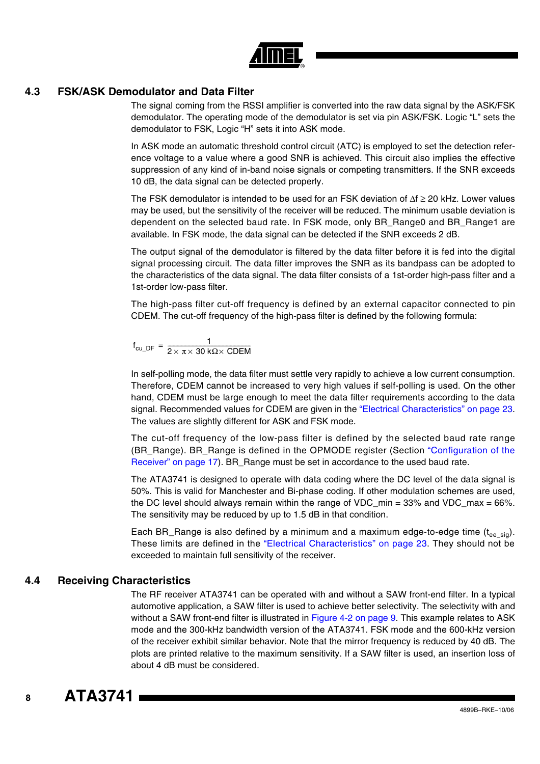## 4.3 FSK/ASK Demodulator and Data Filter

The signal coming from the RSSI amplifier is converted into the raw data signal by the ASK/FSK demodulator. The operating mode of the demodulator is set via pin ASK/FSK. Logic "L" sets the demodulator to FSK, Logic "H" sets it into ASK mode.

In ASK mode an automatic threshold control circuit (ATC) is employed to set the detection reference voltage to a value where a good SNR is achieved. This circuit also implies the effective suppression of any kind of in-band noise signals or competing transmitters. If the SNR exceeds 10 dB, the data signal can be detected properly.

The FSK demodulator is intended to be used for an FSK deviation of $\Delta f \geq 20$ kHz. Lower values may be used, but the sensitivity of the receiver will be reduced. The minimum usable deviation is dependent on the selected baud rate. In FSK mode, only BR_Range0 and BR_Range1 are available. In FSK mode, the data signal can be detected if the SNR exceeds 2 dB.

The output signal of the demodulator is filtered by the data filter before it is fed into the digital signal processing circuit. The data filter improves the SNR as its bandpass can be adopted to the characteristics of the data signal. The data filter consists of a 1st-order high-pass filter and a 1st-order low-pass filter.

The high-pass filter cut-off frequency is defined by an external capacitor connected to pin CDEM. The cut-off frequency of the high-pass filter is defined by the following formula:

$$f_{cu\_DF} = \frac{1}{2 \times \pi \times 30\ k\Omega \times CDEM}$$

In self-polling mode, the data filter must settle very rapidly to achieve a low current consumption. Therefore, CDEM cannot be increased to very high values if self-polling is used. On the other hand, CDEM must be large enough to meet the data filter requirements according to the data signal. Recommended values for CDEM are given in the "Electrical Characteristics" on page 23. The values are slightly different for ASK and FSK mode.

The cut-off frequency of the low-pass filter is defined by the selected baud rate range (BR_Range). BR_Range is defined in the OPMODE register (Section "Configuration of the Receiver" on page 17). BR_Range must be set in accordance to the used baud rate.

The ATA3741 is designed to operate with data coding where the DC level of the data signal is 50%. This is valid for Manchester and Bi-phase coding. If other modulation schemes are used, the DC level should always remain within the range of VDC_min = 33% and VDC_max = 66%. The sensitivity may be reduced by up to 1.5 dB in that condition.

Each BR_Range is also defined by a minimum and a maximum edge-to-edge time ($t_{ee\_sig}$). These limits are defined in the "Electrical Characteristics" on page 23. They should not be exceeded to maintain full sensitivity of the receiver.

## 4.4 Receiving Characteristics

The RF receiver ATA3741 can be operated with and without a SAW front-end filter. In a typical automotive application, a SAW filter is used to achieve better selectivity. The selectivity with and without a SAW front-end filter is illustrated in Figure 4-2 on page 9. This example relates to ASK mode and the 300-kHz bandwidth version of the ATA3741. FSK mode and the 600-kHz version of the receiver exhibit similar behavior. Note that the mirror frequency is reduced by 40 dB. The plots are printed relative to the maximum sensitivity. If a SAW filter is used, an insertion loss of about 4 dB must be considered.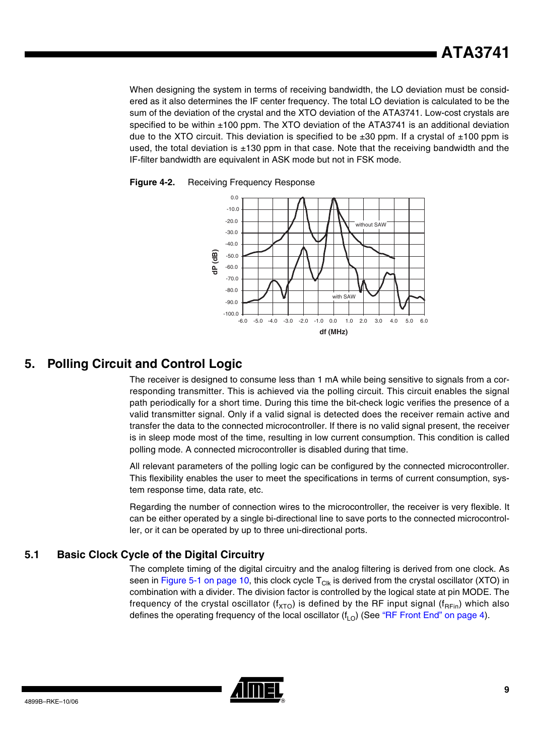When designing the system in terms of receiving bandwidth, the LO deviation must be considered as it also determines the IF center frequency. The total LO deviation is calculated to be the sum of the deviation of the crystal and the XTO deviation of the ATA3741. Low-cost crystals are specified to be within ±100 ppm. The XTO deviation of the ATA3741 is an additional deviation due to the XTO circuit. This deviation is specified to be ±30 ppm. If a crystal of ±100 ppm is used, the total deviation is ±130 ppm in that case. Note that the receiving bandwidth and the IF-filter bandwidth are equivalent in ASK mode but not in FSK mode.

**Figure 4-2.** Receiving Frequency Response

# 5. Polling Circuit and Control Logic

The receiver is designed to consume less than 1 mA while being sensitive to signals from a corresponding transmitter. This is achieved via the polling circuit. This circuit enables the signal path periodically for a short time. During this time the bit-check logic verifies the presence of a valid transmitter signal. Only if a valid signal is detected does the receiver remain active and transfer the data to the connected microcontroller. If there is no valid signal present, the receiver is in sleep mode most of the time, resulting in low current consumption. This condition is called polling mode. A connected microcontroller is disabled during that time.

All relevant parameters of the polling logic can be configured by the connected microcontroller. This flexibility enables the user to meet the specifications in terms of current consumption, system response time, data rate, etc.

Regarding the number of connection wires to the microcontroller, the receiver is very flexible. It can be either operated by a single bi-directional line to save ports to the connected microcontroller, or it can be operated by up to three uni-directional ports.

## 5.1 Basic Clock Cycle of the Digital Circuitry

The complete timing of the digital circuitry and the analog filtering is derived from one clock. As seen in Figure 5-1 on page 10, this clock cycle $T_{Clk}$ is derived from the crystal oscillator (XTO) in combination with a divider. The division factor is controlled by the logical state at pin MODE. The frequency of the crystal oscillator ($f_{XTO}$) is defined by the RF input signal ($f_{RFin}$) which also defines the operating frequency of the local oscillator ($f_{LO}$) (See "RF Front End" on page 4).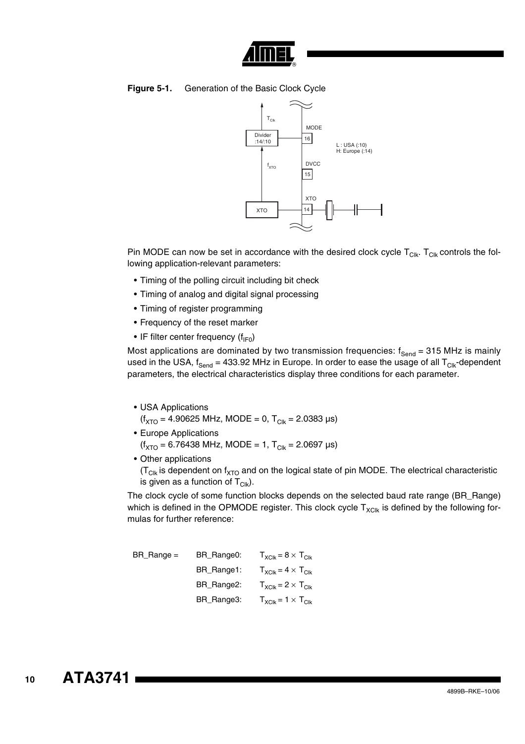**Figure 5-1.** Generation of the Basic Clock Cycle

Pin MODE can now be set in accordance with the desired clock cycle $T_{Clk}$. $T_{Clk}$ controls the following application-relevant parameters:

- Timing of the polling circuit including bit check
- Timing of analog and digital signal processing
- Timing of register programming
- Frequency of the reset marker
- IF filter center frequency ($f_{IF0}$)

Most applications are dominated by two transmission frequencies: $f_{Send}$ = 315 MHz is mainly used in the USA, $f_{Send}$ = 433.92 MHz in Europe. In order to ease the usage of all $T_{Clk}$-dependent parameters, the electrical characteristics display three conditions for each parameter.

- USA Applications
  ($f_{XTO}$ = 4.90625 MHz, MODE = 0, $T_{Clk}$ = 2.0383 µs)
- Europe Applications
  ($f_{XTO}$ = 6.76438 MHz, MODE = 1, $T_{Clk}$ = 2.0697 µs)
- Other applications
  ($T_{Clk}$ is dependent on $f_{XTO}$ and on the logical state of pin MODE. The electrical characteristic is given as a function of $T_{Clk}$).

The clock cycle of some function blocks depends on the selected baud rate range (BR_Range) which is defined in the OPMODE register. This clock cycle $T_{XClk}$ is defined by the following formulas for further reference:

| BR_Range = | BR_Range0: | $T_{XClk} = 8 \times T_{Clk}$ |
|---|---|---|
| | BR_Range1: | $T_{XClk} = 4 \times T_{Clk}$ |
| | BR_Range2: | $T_{XClk} = 2 \times T_{Clk}$ |
| | BR_Range3: | $T_{XClk} = 1 \times T_{Clk}$ |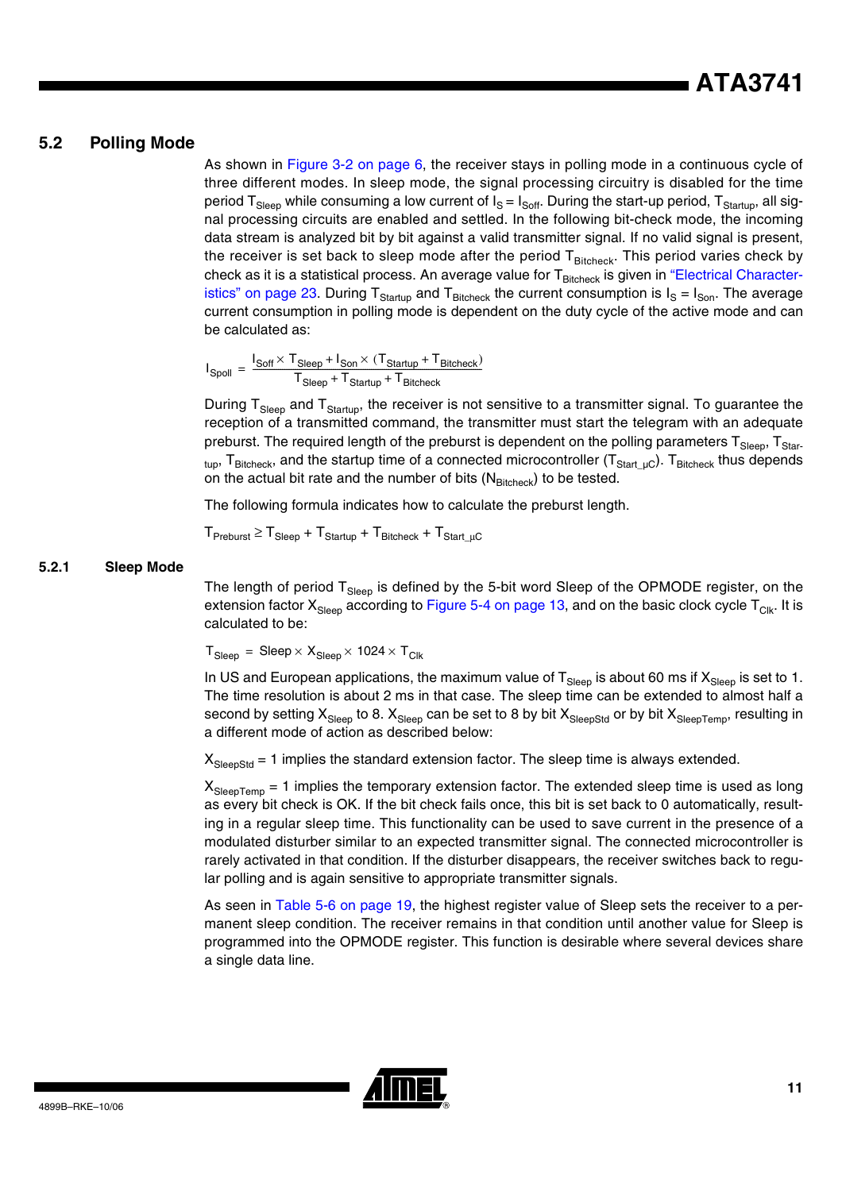## 5.2 Polling Mode

As shown in Figure 3-2 on page 6, the receiver stays in polling mode in a continuous cycle of three different modes. In sleep mode, the signal processing circuitry is disabled for the time period $T_{Sleep}$ while consuming a low current of $I_S = I_{Soff}$. During the start-up period, $T_{Startup}$, all signal processing circuits are enabled and settled. In the following bit-check mode, the incoming data stream is analyzed bit by bit against a valid transmitter signal. If no valid signal is present, the receiver is set back to sleep mode after the period $T_{Bitcheck}$. This period varies check by check as it is a statistical process. An average value for $T_{Bitcheck}$ is given in "Electrical Characteristics" on page 23. During $T_{Startup}$ and $T_{Bitcheck}$ the current consumption is $I_S = I_{Son}$. The average current consumption in polling mode is dependent on the duty cycle of the active mode and can be calculated as:

$$I_{Spoll} = \frac{I_{Soff} \times T_{Sleep} + I_{Son} \times (T_{Startup} + T_{Bitcheck})}{T_{Sleep} + T_{Startup} + T_{Bitcheck}}$$

During $T_{Sleep}$ and $T_{Startup}$, the receiver is not sensitive to a transmitter signal. To guarantee the reception of a transmitted command, the transmitter must start the telegram with an adequate preburst. The required length of the preburst is dependent on the polling parameters $T_{Sleep}$, $T_{Startup}$, $T_{Bitcheck}$, and the startup time of a connected microcontroller ($T_{Start\_\mu C}$). $T_{Bitcheck}$ thus depends on the actual bit rate and the number of bits ($N_{Bitcheck}$) to be tested.

The following formula indicates how to calculate the preburst length.

$$T_{Preburst} \geq T_{Sleep} + T_{Startup} + T_{Bitcheck} + T_{Start\_\mu C}$$

### 5.2.1 Sleep Mode

The length of period $T_{Sleep}$ is defined by the 5-bit word Sleep of the OPMODE register, on the extension factor $X_{Sleep}$ according to Figure 5-4 on page 13, and on the basic clock cycle $T_{Clk}$. It is calculated to be:

$$T_{Sleep} = Sleep \times X_{Sleep} \times 1024 \times T_{Clk}$$

In US and European applications, the maximum value of $T_{Sleep}$ is about 60 ms if $X_{Sleep}$ is set to 1. The time resolution is about 2 ms in that case. The sleep time can be extended to almost half a second by setting $X_{Sleep}$ to 8. $X_{Sleep}$ can be set to 8 by bit $X_{SleepStd}$ or by bit $X_{SleepTemp}$, resulting in a different mode of action as described below:

$X_{SleepStd}$ = 1 implies the standard extension factor. The sleep time is always extended.

$X_{SleepTemp}$ = 1 implies the temporary extension factor. The extended sleep time is used as long as every bit check is OK. If the bit check fails once, this bit is set back to 0 automatically, resulting in a regular sleep time. This functionality can be used to save current in the presence of a modulated disturber similar to an expected transmitter signal. The connected microcontroller is rarely activated in that condition. If the disturber disappears, the receiver switches back to regular polling and is again sensitive to appropriate transmitter signals.

As seen in Table 5-6 on page 19, the highest register value of Sleep sets the receiver to a permanent sleep condition. The receiver remains in that condition until another value for Sleep is programmed into the OPMODE register. This function is desirable where several devices share a single data line.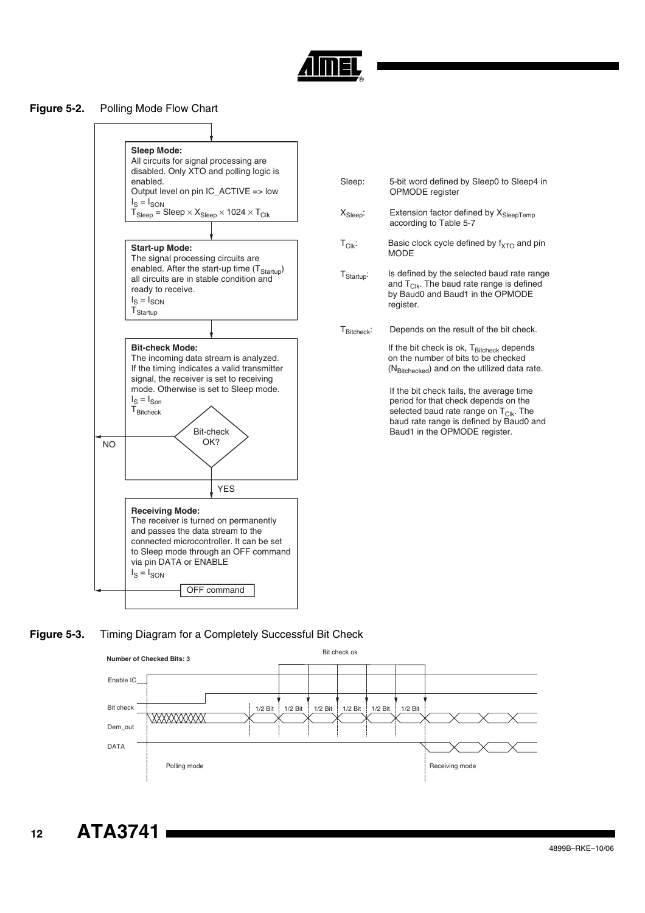**Figure 5-2.** Polling Mode Flow Chart

**Sleep Mode:**
All circuits for signal processing are disabled. Only XTO and polling logic is enabled.
Output level on pin IC_ACTIVE => low
$I_S = I_{SON}$
$T_{Sleep} = Sleep \times X_{Sleep} \times 1024 \times T_{Clk}$

**Start-up Mode:**
The signal processing circuits are enabled. After the start-up time ($T_{Startup}$) all circuits are in stable condition and ready to receive.
$I_S = I_{SON}$
$T_{Startup}$

**Bit-check Mode:**
The incoming data stream is analyzed. If the timing indicates a valid transmitter signal, the receiver is set to receiving mode. Otherwise is set to Sleep mode.
$I_S = I_{Son}$
$T_{Bitcheck}$

Bit-check OK? — NO / YES

**Receiving Mode:**
The receiver is turned on permanently and passes the data stream to the connected microcontroller. It can be set to Sleep mode through an OFF command via pin DATA or ENABLE
$I_S = I_{SON}$

OFF command

Sleep: 5-bit word defined by Sleep0 to Sleep4 in OPMODE register

$X_{Sleep}$: Extension factor defined by $X_{SleepTemp}$ according to Table 5-7

$T_{Clk}$: Basic clock cycle defined by $f_{XTO}$ and pin MODE

$T_{Startup}$: Is defined by the selected baud rate range and $T_{Clk}$. The baud rate range is defined by Baud0 and Baud1 in the OPMODE register.

$T_{Bitcheck}$: Depends on the result of the bit check.

If the bit check is ok, $T_{Bitcheck}$ depends on the number of bits to be checked ($N_{Bitchecked}$) and on the utilized data rate.

If the bit check fails, the average time period for that check depends on the selected baud rate range on $T_{Clk}$. The baud rate range is defined by Baud0 and Baud1 in the OPMODE register.

**Figure 5-3.** Timing Diagram for a Completely Successful Bit Check

Number of Checked Bits: 3

Bit check ok

Enable IC

Bit check

Dem_out

DATA

1/2 Bit 1/2 Bit 1/2 Bit 1/2 Bit 1/2 Bit 1/2 Bit

Polling mode

Receiving mode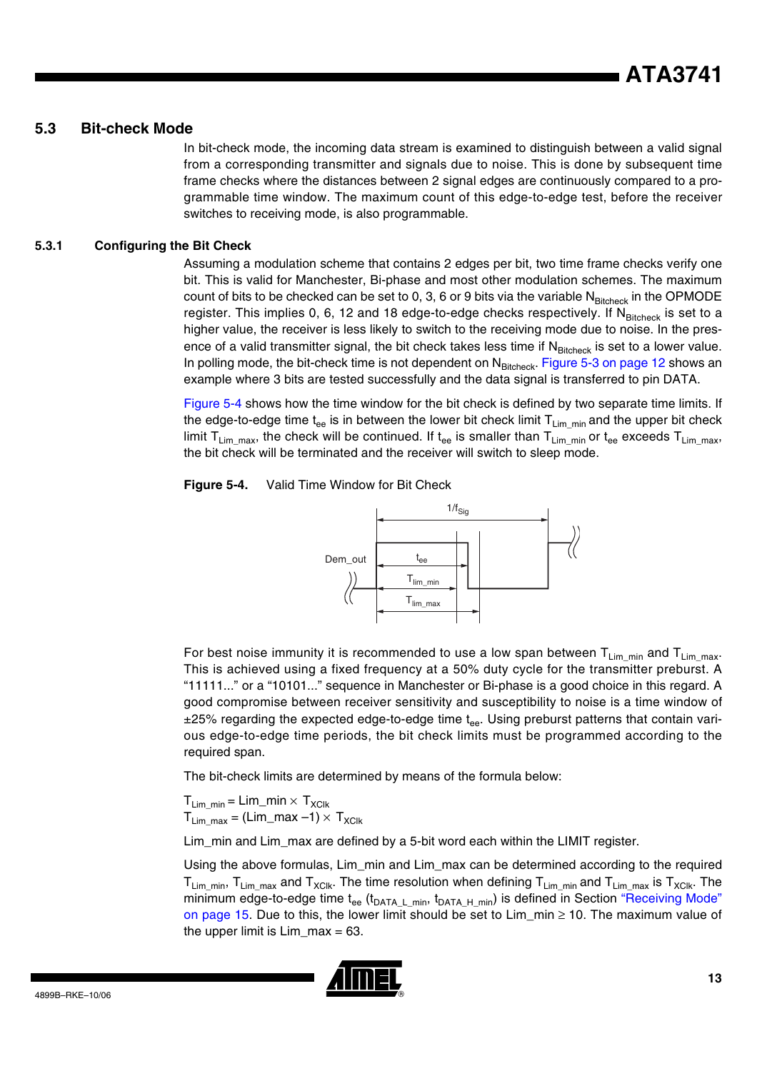## 5.3 Bit-check Mode

In bit-check mode, the incoming data stream is examined to distinguish between a valid signal from a corresponding transmitter and signals due to noise. This is done by subsequent time frame checks where the distances between 2 signal edges are continuously compared to a programmable time window. The maximum count of this edge-to-edge test, before the receiver switches to receiving mode, is also programmable.

### 5.3.1 Configuring the Bit Check

Assuming a modulation scheme that contains 2 edges per bit, two time frame checks verify one bit. This is valid for Manchester, Bi-phase and most other modulation schemes. The maximum count of bits to be checked can be set to 0, 3, 6 or 9 bits via the variable $N_{Bitcheck}$ in the OPMODE register. This implies 0, 6, 12 and 18 edge-to-edge checks respectively. If $N_{Bitcheck}$ is set to a higher value, the receiver is less likely to switch to the receiving mode due to noise. In the presence of a valid transmitter signal, the bit check takes less time if $N_{Bitcheck}$ is set to a lower value. In polling mode, the bit-check time is not dependent on $N_{Bitcheck}$. Figure 5-3 on page 12 shows an example where 3 bits are tested successfully and the data signal is transferred to pin DATA.

Figure 5-4 shows how the time window for the bit check is defined by two separate time limits. If the edge-to-edge time $t_{ee}$ is in between the lower bit check limit $T_{Lim\_min}$ and the upper bit check limit $T_{Lim\_max}$, the check will be continued. If $t_{ee}$ is smaller than $T_{Lim\_min}$ or $t_{ee}$ exceeds $T_{Lim\_max}$, the bit check will be terminated and the receiver will switch to sleep mode.

**Figure 5-4.** Valid Time Window for Bit Check

For best noise immunity it is recommended to use a low span between $T_{Lim\_min}$ and $T_{Lim\_max}$. This is achieved using a fixed frequency at a 50% duty cycle for the transmitter preburst. A "11111..." or a "10101..." sequence in Manchester or Bi-phase is a good choice in this regard. A good compromise between receiver sensitivity and susceptibility to noise is a time window of ±25% regarding the expected edge-to-edge time $t_{ee}$. Using preburst patterns that contain various edge-to-edge time periods, the bit check limits must be programmed according to the required span.

The bit-check limits are determined by means of the formula below:

$$T_{Lim\_min} = Lim\_min \times T_{XClk}$$
$$T_{Lim\_max} = (Lim\_max - 1) \times T_{XClk}$$

Lim_min and Lim_max are defined by a 5-bit word each within the LIMIT register.

Using the above formulas, Lim_min and Lim_max can be determined according to the required $T_{Lim\_min}$, $T_{Lim\_max}$ and $T_{XClk}$. The time resolution when defining $T_{Lim\_min}$ and $T_{Lim\_max}$ is $T_{XClk}$. The minimum edge-to-edge time $t_{ee}$ ($t_{DATA\_L\_min}$, $t_{DATA\_H\_min}$) is defined in Section "Receiving Mode" on page 15. Due to this, the lower limit should be set to Lim_min ≥ 10. The maximum value of the upper limit is Lim_max = 63.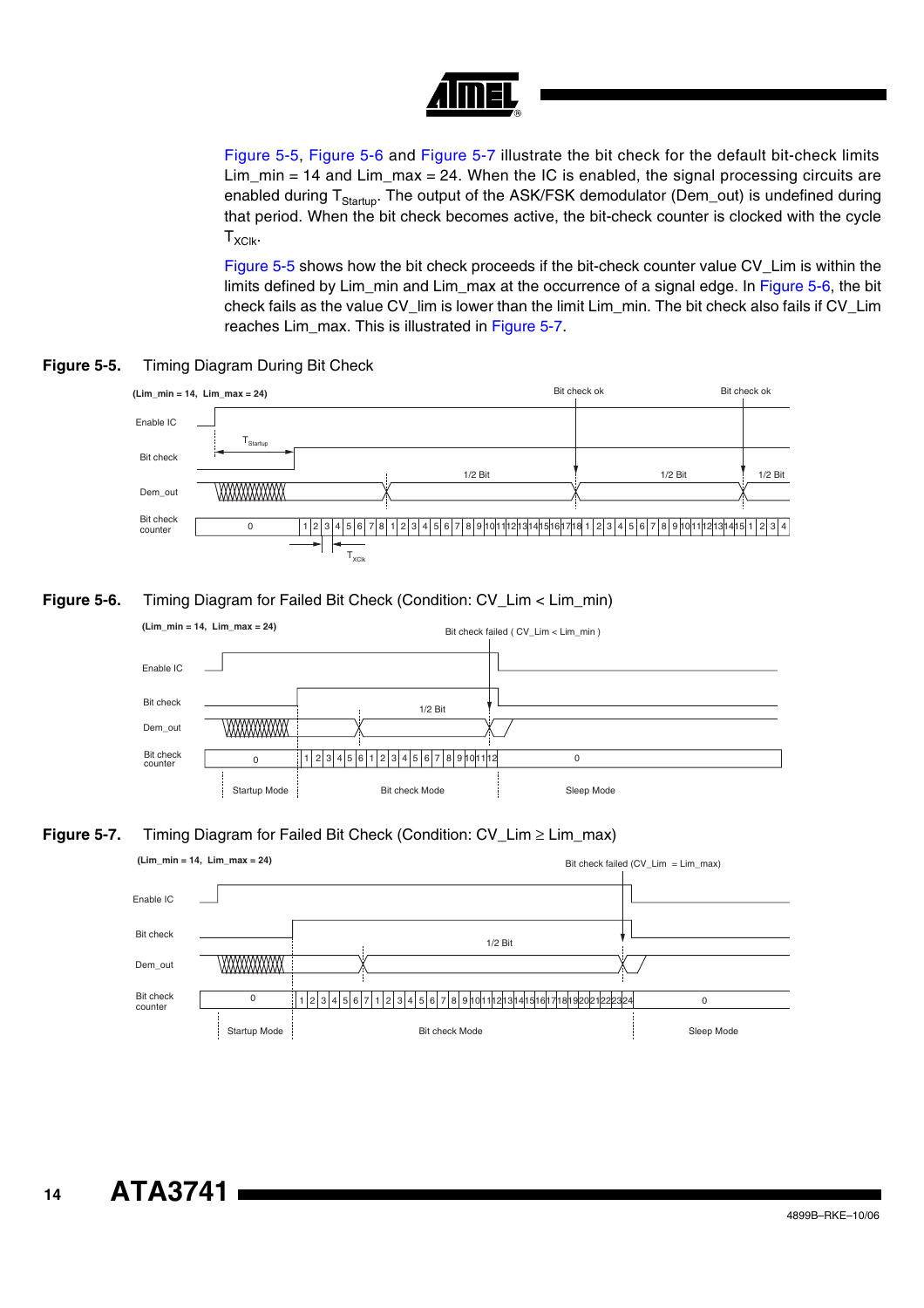Figure 5-5, Figure 5-6 and Figure 5-7 illustrate the bit check for the default bit-check limits Lim_min = 14 and Lim_max = 24. When the IC is enabled, the signal processing circuits are enabled during $T_{Startup}$. The output of the ASK/FSK demodulator (Dem_out) is undefined during that period. When the bit check becomes active, the bit-check counter is clocked with the cycle $T_{XClk}$.

Figure 5-5 shows how the bit check proceeds if the bit-check counter value CV_Lim is within the limits defined by Lim_min and Lim_max at the occurrence of a signal edge. In Figure 5-6, the bit check fails as the value CV_lim is lower than the limit Lim_min. The bit check also fails if CV_Lim reaches Lim_max. This is illustrated in Figure 5-7.

**Figure 5-5.** Timing Diagram During Bit Check

**Figure 5-6.** Timing Diagram for Failed Bit Check (Condition: CV_Lim < Lim_min)

**Figure 5-7.** Timing Diagram for Failed Bit Check (Condition: CV_Lim ≥ Lim_max)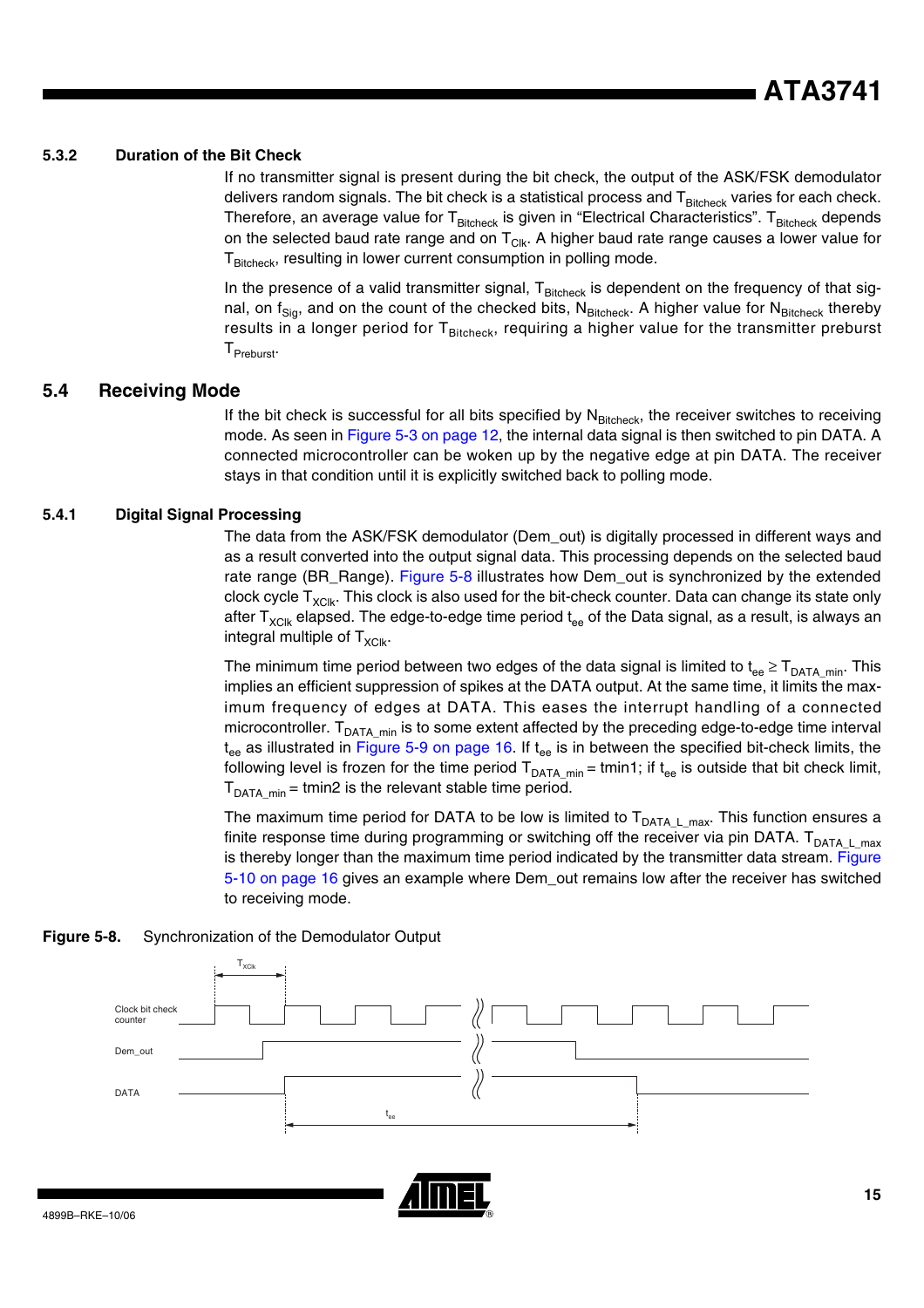### 5.3.2 Duration of the Bit Check

If no transmitter signal is present during the bit check, the output of the ASK/FSK demodulator delivers random signals. The bit check is a statistical process and $T_{Bitcheck}$ varies for each check. Therefore, an average value for $T_{Bitcheck}$ is given in "Electrical Characteristics". $T_{Bitcheck}$ depends on the selected baud rate range and on $T_{Clk}$. A higher baud rate range causes a lower value for $T_{Bitcheck}$, resulting in lower current consumption in polling mode.

In the presence of a valid transmitter signal, $T_{Bitcheck}$ is dependent on the frequency of that signal, on $f_{Sig}$, and on the count of the checked bits, $N_{Bitcheck}$. A higher value for $N_{Bitcheck}$ thereby results in a longer period for $T_{Bitcheck}$, requiring a higher value for the transmitter preburst $T_{Preburst}$.

## 5.4 Receiving Mode

If the bit check is successful for all bits specified by $N_{Bitcheck}$, the receiver switches to receiving mode. As seen in Figure 5-3 on page 12, the internal data signal is then switched to pin DATA. A connected microcontroller can be woken up by the negative edge at pin DATA. The receiver stays in that condition until it is explicitly switched back to polling mode.

### 5.4.1 Digital Signal Processing

The data from the ASK/FSK demodulator (Dem_out) is digitally processed in different ways and as a result converted into the output signal data. This processing depends on the selected baud rate range (BR_Range). Figure 5-8 illustrates how Dem_out is synchronized by the extended clock cycle $T_{XClk}$. This clock is also used for the bit-check counter. Data can change its state only after $T_{XClk}$ elapsed. The edge-to-edge time period $t_{ee}$ of the Data signal, as a result, is always an integral multiple of $T_{XClk}$.

The minimum time period between two edges of the data signal is limited to $t_{ee} \geq T_{DATA\_min}$. This implies an efficient suppression of spikes at the DATA output. At the same time, it limits the maximum frequency of edges at DATA. This eases the interrupt handling of a connected microcontroller. $T_{DATA\_min}$ is to some extent affected by the preceding edge-to-edge time interval $t_{ee}$ as illustrated in Figure 5-9 on page 16. If $t_{ee}$ is in between the specified bit-check limits, the following level is frozen for the time period $T_{DATA\_min}$ = tmin1; if $t_{ee}$ is outside that bit check limit, $T_{DATA\_min}$ = tmin2 is the relevant stable time period.

The maximum time period for DATA to be low is limited to $T_{DATA\_L\_max}$. This function ensures a finite response time during programming or switching off the receiver via pin DATA. $T_{DATA\_L\_max}$ is thereby longer than the maximum time period indicated by the transmitter data stream. Figure 5-10 on page 16 gives an example where Dem_out remains low after the receiver has switched to receiving mode.

**Figure 5-8.** Synchronization of the Demodulator Output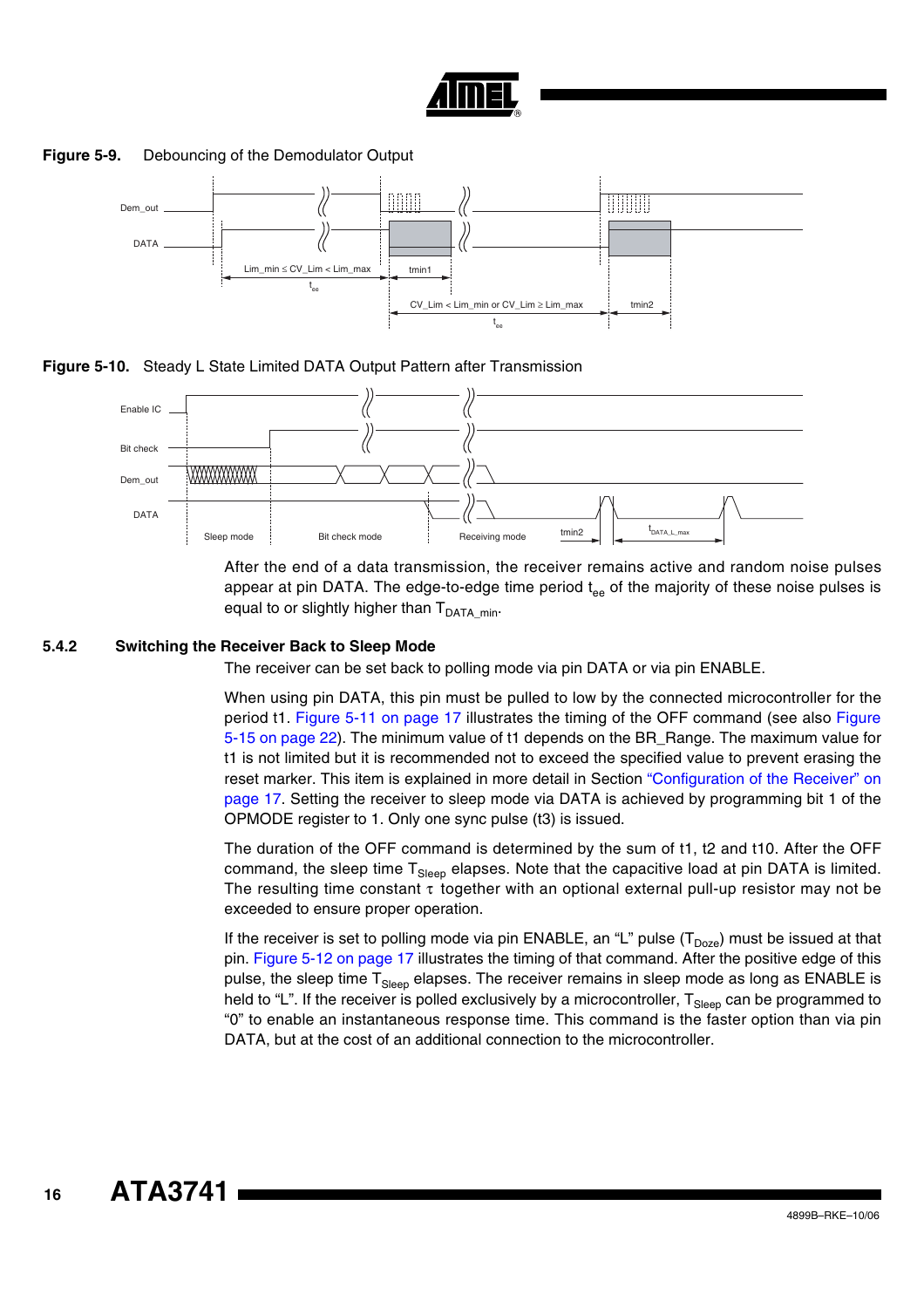**Figure 5-9.** Debouncing of the Demodulator Output

**Figure 5-10.** Steady L State Limited DATA Output Pattern after Transmission

After the end of a data transmission, the receiver remains active and random noise pulses appear at pin DATA. The edge-to-edge time period $t_{ee}$ of the majority of these noise pulses is equal to or slightly higher than $T_{DATA\_min}$.

### 5.4.2 Switching the Receiver Back to Sleep Mode

The receiver can be set back to polling mode via pin DATA or via pin ENABLE.

When using pin DATA, this pin must be pulled to low by the connected microcontroller for the period t1. Figure 5-11 on page 17 illustrates the timing of the OFF command (see also Figure 5-15 on page 22). The minimum value of t1 depends on the BR_Range. The maximum value for t1 is not limited but it is recommended not to exceed the specified value to prevent erasing the reset marker. This item is explained in more detail in Section "Configuration of the Receiver" on page 17. Setting the receiver to sleep mode via DATA is achieved by programming bit 1 of the OPMODE register to 1. Only one sync pulse (t3) is issued.

The duration of the OFF command is determined by the sum of t1, t2 and t10. After the OFF command, the sleep time $T_{Sleep}$ elapses. Note that the capacitive load at pin DATA is limited. The resulting time constant $\tau$ together with an optional external pull-up resistor may not be exceeded to ensure proper operation.

If the receiver is set to polling mode via pin ENABLE, an "L" pulse ($T_{Doze}$) must be issued at that pin. Figure 5-12 on page 17 illustrates the timing of that command. After the positive edge of this pulse, the sleep time $T_{Sleep}$ elapses. The receiver remains in sleep mode as long as ENABLE is held to "L". If the receiver is polled exclusively by a microcontroller, $T_{Sleep}$ can be programmed to "0" to enable an instantaneous response time. This command is the faster option than via pin DATA, but at the cost of an additional connection to the microcontroller.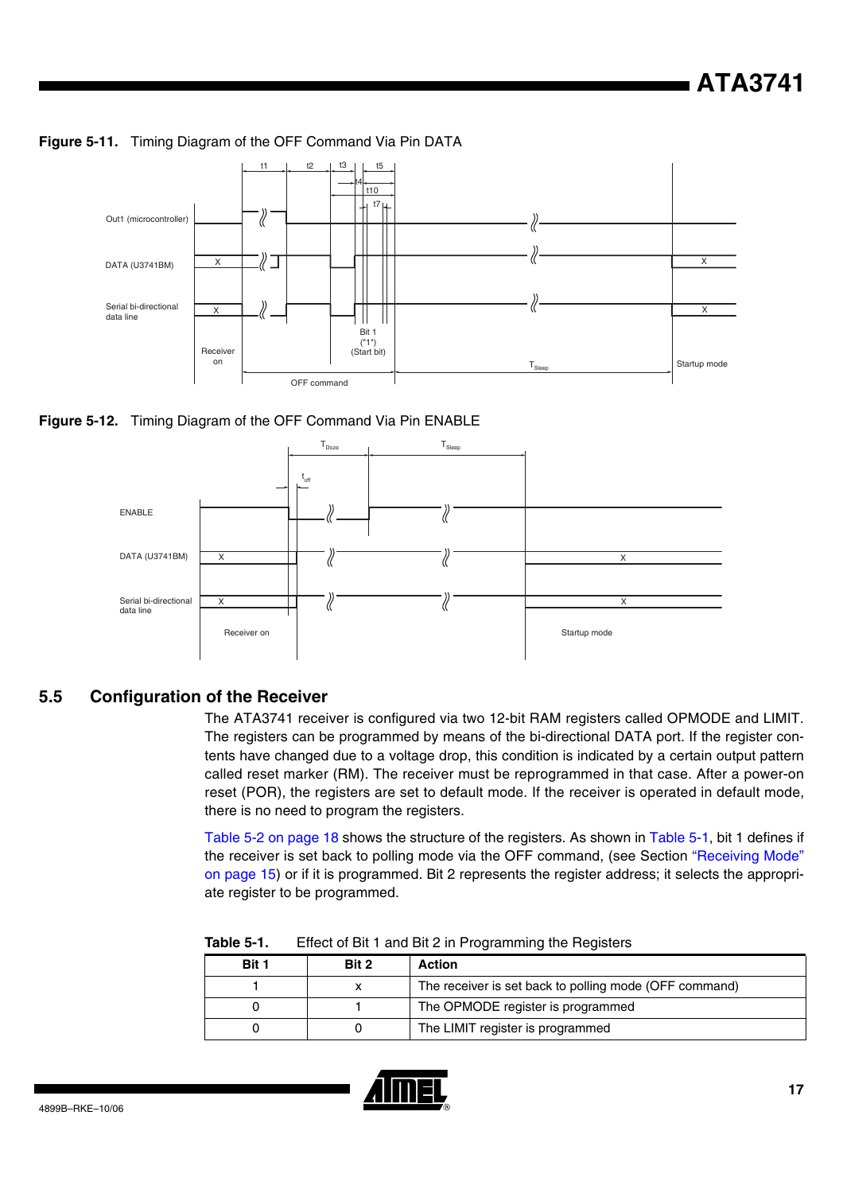**Figure 5-11.** Timing Diagram of the OFF Command Via Pin DATA

**Figure 5-12.** Timing Diagram of the OFF Command Via Pin ENABLE

## 5.5 Configuration of the Receiver

The ATA3741 receiver is configured via two 12-bit RAM registers called OPMODE and LIMIT. The registers can be programmed by means of the bi-directional DATA port. If the register contents have changed due to a voltage drop, this condition is indicated by a certain output pattern called reset marker (RM). The receiver must be reprogrammed in that case. After a power-on reset (POR), the registers are set to default mode. If the receiver is operated in default mode, there is no need to program the registers.

Table 5-2 on page 18 shows the structure of the registers. As shown in Table 5-1, bit 1 defines if the receiver is set back to polling mode via the OFF command, (see Section "Receiving Mode" on page 15) or if it is programmed. Bit 2 represents the register address; it selects the appropriate register to be programmed.

**Table 5-1.** Effect of Bit 1 and Bit 2 in Programming the Registers

| Bit 1 | Bit 2 | Action |
|---|---|---|
| 1 | x | The receiver is set back to polling mode (OFF command) |
| 0 | 1 | The OPMODE register is programmed |
| 0 | 0 | The LIMIT register is programmed |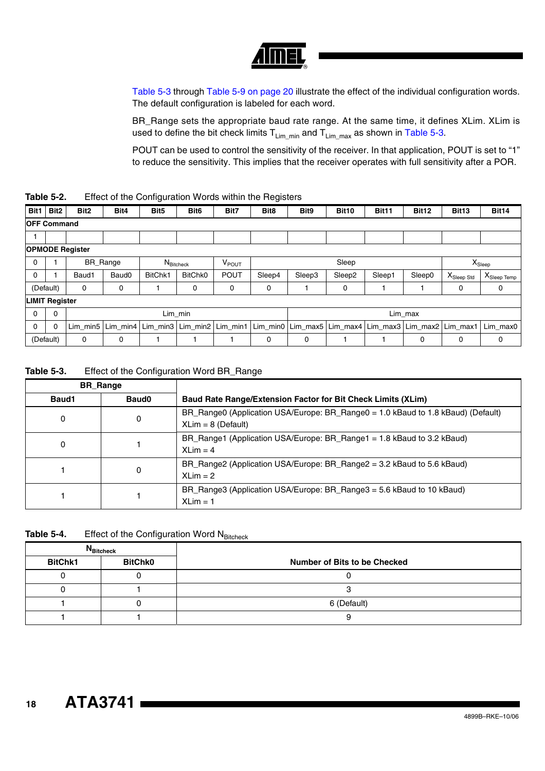Table 5-3 through Table 5-9 on page 20 illustrate the effect of the individual configuration words. The default configuration is labeled for each word.

BR_Range sets the appropriate baud rate range. At the same time, it defines XLim. XLim is used to define the bit check limits $T_{Lim\_min}$ and $T_{Lim\_max}$ as shown in Table 5-3.

POUT can be used to control the sensitivity of the receiver. In that application, POUT is set to “1” to reduce the sensitivity. This implies that the receiver operates with full sensitivity after a POR.

**Table 5-2.** Effect of the Configuration Words within the Registers

| Bit1 | Bit2 | Bit2 | Bit4 | Bit5 | Bit6 | Bit7 | Bit8 | Bit9 | Bit10 | Bit11 | Bit12 | Bit13 | Bit14 |
|---|---|---|---|---|---|---|---|---|---|---|---|---|---|
| **OFF Command** | | | | | | | | | | | | | |
| 1 | | | | | | | | | | | | | |
| **OPMODE Register** | | | | | | | | | | | | | |
| 0 | 1 | BR_Range | | $N_{Bitcheck}$ | | $V_{POUT}$ | Sleep | | | | | $X_{Sleep}$ | |
| 0 | 1 | Baud1 | Baud0 | BitChk1 | BitChk0 | POUT | Sleep4 | Sleep3 | Sleep2 | Sleep1 | Sleep0 | $X_{Sleep\ Std}$ | $X_{Sleep\ Temp}$ |
| (Default) | | 0 | 0 | 1 | 0 | 0 | 0 | 1 | 0 | 1 | 1 | 0 | 0 |
| **LIMIT Register** | | | | | | | | | | | | | |
| 0 | 0 | Lim_min | | | | | | Lim_max | | | | | |
| 0 | 0 | Lim_min5 | Lim_min4 | Lim_min3 | Lim_min2 | Lim_min1 | Lim_min0 | Lim_max5 | Lim_max4 | Lim_max3 | Lim_max2 | Lim_max1 | Lim_max0 |
| (Default) | | 0 | 0 | 1 | 1 | 1 | 0 | 0 | 1 | 1 | 0 | 0 | 0 |

**Table 5-3.** Effect of the Configuration Word BR_Range

| BR_Range | | |
|---|---|---|
| **Baud1** | **Baud0** | **Baud Rate Range/Extension Factor for Bit Check Limits (XLim)** |
| 0 | 0 | BR_Range0 (Application USA/Europe: BR_Range0 = 1.0 kBaud to 1.8 kBaud) (Default)<br>XLim = 8 (Default) |
| 0 | 1 | BR_Range1 (Application USA/Europe: BR_Range1 = 1.8 kBaud to 3.2 kBaud)<br>XLim = 4 |
| 1 | 0 | BR_Range2 (Application USA/Europe: BR_Range2 = 3.2 kBaud to 5.6 kBaud)<br>XLim = 2 |
| 1 | 1 | BR_Range3 (Application USA/Europe: BR_Range3 = 5.6 kBaud to 10 kBaud)<br>XLim = 1 |

**Table 5-4.** Effect of the Configuration Word $N_{Bitcheck}$

| $N_{Bitcheck}$ | | |
|---|---|---|
| **BitChk1** | **BitChk0** | **Number of Bits to be Checked** |
| 0 | 0 | 0 |
| 0 | 1 | 3 |
| 1 | 0 | 6 (Default) |
| 1 | 1 | 9 |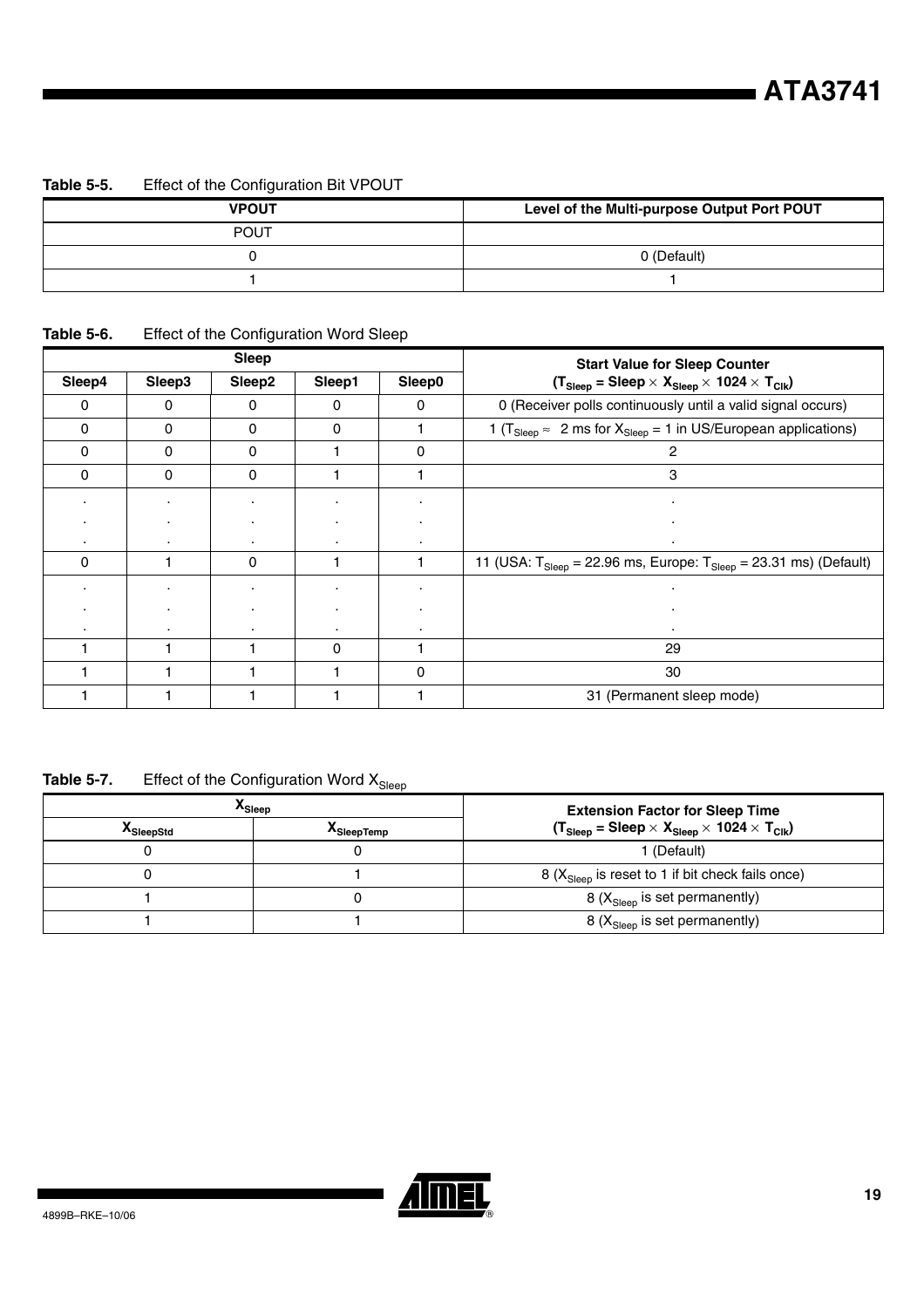**Table 5-5.** Effect of the Configuration Bit VPOUT

| VPOUT | Level of the Multi-purpose Output Port POUT |
|---|---|
| POUT | |
| 0 | 0 (Default) |
| 1 | 1 |

**Table 5-6.** Effect of the Configuration Word Sleep

| Sleep | | | | | Start Value for Sleep Counter ($T_{Sleep}$ = Sleep × $X_{Sleep}$ × 1024 × $T_{Clk}$) |
|---|---|---|---|---|---|
| Sleep4 | Sleep3 | Sleep2 | Sleep1 | Sleep0 | |
| 0 | 0 | 0 | 0 | 0 | 0 (Receiver polls continuously until a valid signal occurs) |
| 0 | 0 | 0 | 0 | 1 | 1 ($T_{Sleep}$ ≈ 2 ms for $X_{Sleep}$ = 1 in US/European applications) |
| 0 | 0 | 0 | 1 | 0 | 2 |
| 0 | 0 | 0 | 1 | 1 | 3 |
| . . . | . . . | . . . | . . . | . . . | . . . |
| 0 | 1 | 0 | 1 | 1 | 11 (USA: $T_{Sleep}$ = 22.96 ms, Europe: $T_{Sleep}$ = 23.31 ms) (Default) |
| . . . | . . . | . . . | . . . | . . . | . . . |
| 1 | 1 | 1 | 0 | 1 | 29 |
| 1 | 1 | 1 | 1 | 0 | 30 |
| 1 | 1 | 1 | 1 | 1 | 31 (Permanent sleep mode) |

**Table 5-7.** Effect of the Configuration Word $X_{Sleep}$

| $X_{Sleep}$ | | Extension Factor for Sleep Time ($T_{Sleep}$ = Sleep × $X_{Sleep}$ × 1024 × $T_{Clk}$) |
|---|---|---|
| $X_{SleepStd}$ | $X_{SleepTemp}$ | |
| 0 | 0 | 1 (Default) |
| 0 | 1 | 8 ($X_{Sleep}$ is reset to 1 if bit check fails once) |
| 1 | 0 | 8 ($X_{Sleep}$ is set permanently) |
| 1 | 1 | 8 ($X_{Sleep}$ is set permanently) |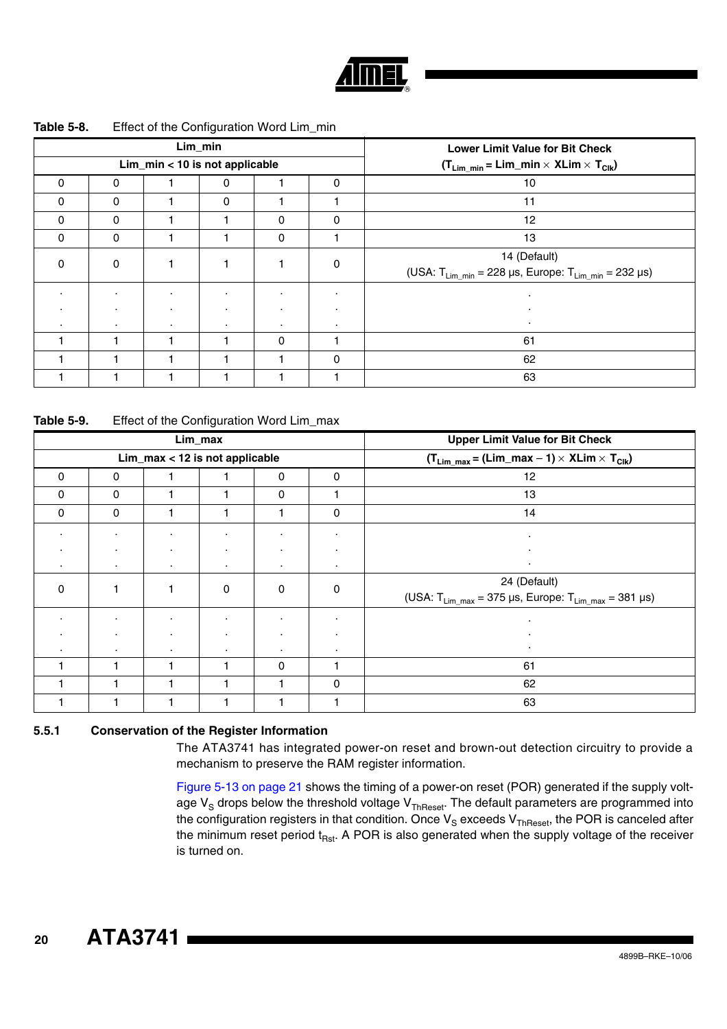**Table 5-8.** Effect of the Configuration Word Lim_min

| Lim_min | | | | | | Lower Limit Value for Bit Check |
|---|---|---|---|---|---|---|
| Lim_min < 10 is not applicable | | | | | | ($T_{Lim\_min}$ = Lim_min × XLim × $T_{Clk}$) |
| 0 | 0 | 1 | 0 | 1 | 0 | 10 |
| 0 | 0 | 1 | 0 | 1 | 1 | 11 |
| 0 | 0 | 1 | 1 | 0 | 0 | 12 |
| 0 | 0 | 1 | 1 | 0 | 1 | 13 |
| 0 | 0 | 1 | 1 | 1 | 0 | 14 (Default) (USA: $T_{Lim\_min}$ = 228 µs, Europe: $T_{Lim\_min}$ = 232 µs) |
| . . . | . . . | . . . | . . . | . . . | . . . | . . . |
| 1 | 1 | 1 | 1 | 0 | 1 | 61 |
| 1 | 1 | 1 | 1 | 1 | 0 | 62 |
| 1 | 1 | 1 | 1 | 1 | 1 | 63 |

**Table 5-9.** Effect of the Configuration Word Lim_max

| Lim_max | | | | | | Upper Limit Value for Bit Check |
|---|---|---|---|---|---|---|
| Lim_max < 12 is not applicable | | | | | | ($T_{Lim\_max}$ = (Lim_max – 1) × XLim × $T_{Clk}$) |
| 0 | 0 | 1 | 1 | 0 | 0 | 12 |
| 0 | 0 | 1 | 1 | 0 | 1 | 13 |
| 0 | 0 | 1 | 1 | 1 | 0 | 14 |
| . . . | . . . | . . . | . . . | . . . | . . . | . . . |
| 0 | 1 | 1 | 0 | 0 | 0 | 24 (Default) (USA: $T_{Lim\_max}$ = 375 µs, Europe: $T_{Lim\_max}$ = 381 µs) |
| . . . | . . . | . . . | . . . | . . . | . . . | . . . |
| 1 | 1 | 1 | 1 | 0 | 1 | 61 |
| 1 | 1 | 1 | 1 | 1 | 0 | 62 |
| 1 | 1 | 1 | 1 | 1 | 1 | 63 |

### 5.5.1 Conservation of the Register Information

The ATA3741 has integrated power-on reset and brown-out detection circuitry to provide a mechanism to preserve the RAM register information.

Figure 5-13 on page 21 shows the timing of a power-on reset (POR) generated if the supply voltage $V_S$ drops below the threshold voltage $V_{ThReset}$. The default parameters are programmed into the configuration registers in that condition. Once $V_S$ exceeds $V_{ThReset}$, the POR is canceled after the minimum reset period $t_{Rst}$. A POR is also generated when the supply voltage of the receiver is turned on.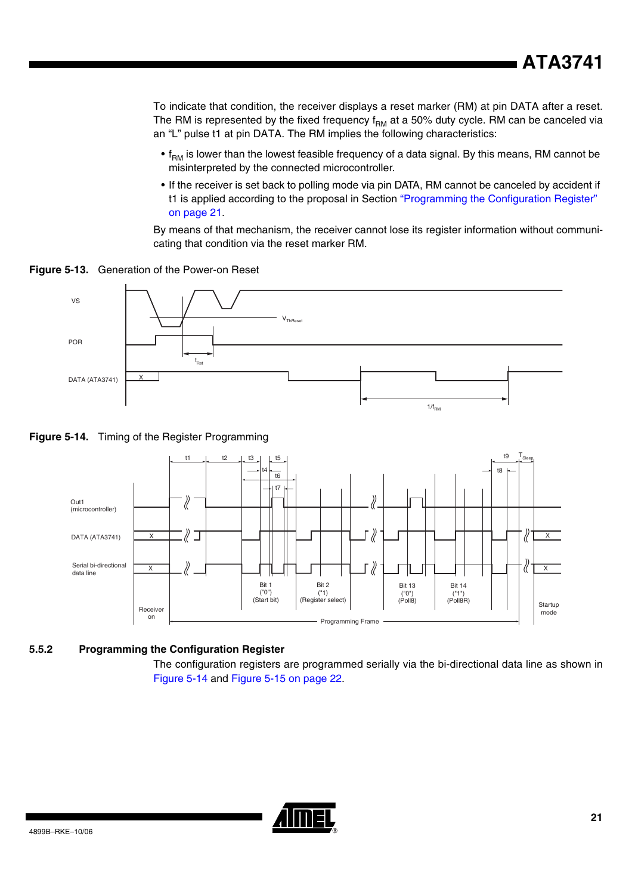To indicate that condition, the receiver displays a reset marker (RM) at pin DATA after a reset. The RM is represented by the fixed frequency $f_{RM}$ at a 50% duty cycle. RM can be canceled via an "L" pulse t1 at pin DATA. The RM implies the following characteristics:

- $f_{RM}$ is lower than the lowest feasible frequency of a data signal. By this means, RM cannot be misinterpreted by the connected microcontroller.
- If the receiver is set back to polling mode via pin DATA, RM cannot be canceled by accident if t1 is applied according to the proposal in Section "Programming the Configuration Register" on page 21.

By means of that mechanism, the receiver cannot lose its register information without communicating that condition via the reset marker RM.

**Figure 5-13.** Generation of the Power-on Reset

**Figure 5-14.** Timing of the Register Programming

### 5.5.2 Programming the Configuration Register

The configuration registers are programmed serially via the bi-directional data line as shown in Figure 5-14 and Figure 5-15 on page 22.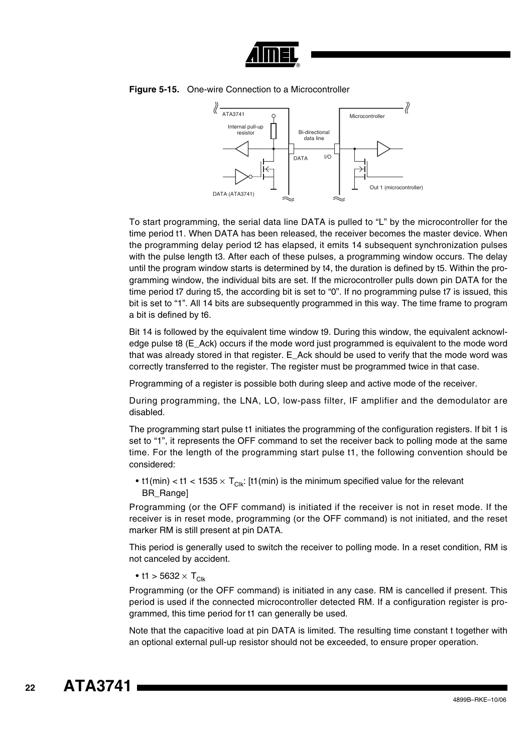**Figure 5-15.** One-wire Connection to a Microcontroller

To start programming, the serial data line DATA is pulled to "L" by the microcontroller for the time period t1. When DATA has been released, the receiver becomes the master device. When the programming delay period t2 has elapsed, it emits 14 subsequent synchronization pulses with the pulse length t3. After each of these pulses, a programming window occurs. The delay until the program window starts is determined by t4, the duration is defined by t5. Within the programming window, the individual bits are set. If the microcontroller pulls down pin DATA for the time period t7 during t5, the according bit is set to "0". If no programming pulse t7 is issued, this bit is set to "1". All 14 bits are subsequently programmed in this way. The time frame to program a bit is defined by t6.

Bit 14 is followed by the equivalent time window t9. During this window, the equivalent acknowledge pulse t8 (E_Ack) occurs if the mode word just programmed is equivalent to the mode word that was already stored in that register. E_Ack should be used to verify that the mode word was correctly transferred to the register. The register must be programmed twice in that case.

Programming of a register is possible both during sleep and active mode of the receiver.

During programming, the LNA, LO, low-pass filter, IF amplifier and the demodulator are disabled.

The programming start pulse t1 initiates the programming of the configuration registers. If bit 1 is set to "1", it represents the OFF command to set the receiver back to polling mode at the same time. For the length of the programming start pulse t1, the following convention should be considered:

- t1(min) < t1 < $1535 \times T_{Clk}$: [t1(min) is the minimum specified value for the relevant BR_Range]

Programming (or the OFF command) is initiated if the receiver is not in reset mode. If the receiver is in reset mode, programming (or the OFF command) is not initiated, and the reset marker RM is still present at pin DATA.

This period is generally used to switch the receiver to polling mode. In a reset condition, RM is not canceled by accident.

- t1 > $5632 \times T_{Clk}$

Programming (or the OFF command) is initiated in any case. RM is cancelled if present. This period is used if the connected microcontroller detected RM. If a configuration register is programmed, this time period for t1 can generally be used.

Note that the capacitive load at pin DATA is limited. The resulting time constant t together with an optional external pull-up resistor should not be exceeded, to ensure proper operation.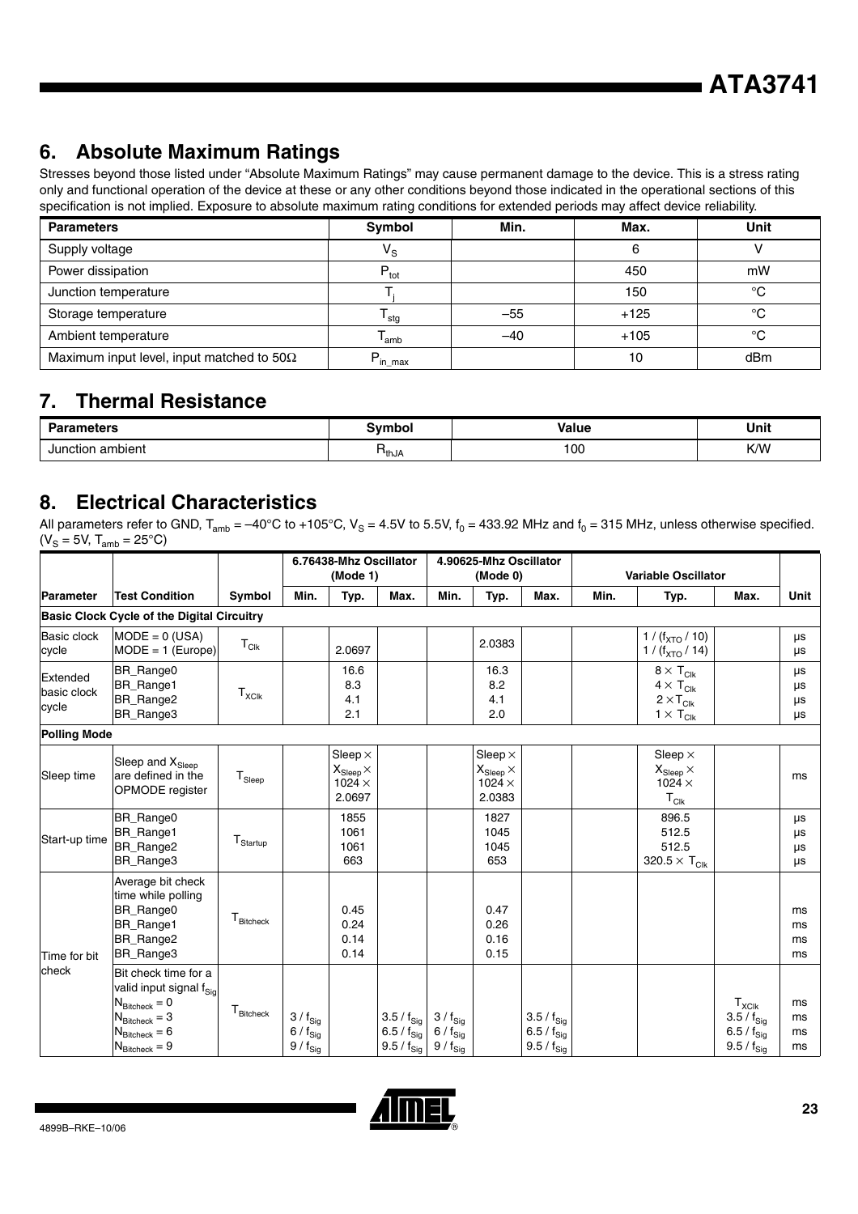## 6. Absolute Maximum Ratings

Stresses beyond those listed under "Absolute Maximum Ratings" may cause permanent damage to the device. This is a stress rating only and functional operation of the device at these or any other conditions beyond those indicated in the operational sections of this specification is not implied. Exposure to absolute maximum rating conditions for extended periods may affect device reliability.

| Parameters | Symbol | Min. | Max. | Unit |
|---|---|---|---|---|
| Supply voltage | $V_S$ | | 6 | V |
| Power dissipation | $P_{tot}$ | | 450 | mW |
| Junction temperature | $T_j$ | | 150 | °C |
| Storage temperature | $T_{stg}$ | –55 | +125 | °C |
| Ambient temperature | $T_{amb}$ | –40 | +105 | °C |
| Maximum input level, input matched to 50Ω | $P_{in\_max}$ | | 10 | dBm |

## 7. Thermal Resistance

| Parameters | Symbol | Value | Unit |
|---|---|---|---|
| Junction ambient | $R_{thJA}$ | 100 | K/W |

## 8. Electrical Characteristics

All parameters refer to GND, $T_{amb}$ = –40°C to +105°C, $V_S$ = 4.5V to 5.5V, $f_0$ = 433.92 MHz and $f_0$ = 315 MHz, unless otherwise specified. ($V_S$ = 5V, $T_{amb}$ = 25°C)

| | | | 6.76438-Mhz Oscillator (Mode 1) | | | 4.90625-Mhz Oscillator (Mode 0) | | | Variable Oscillator | | | |
|---|---|---|---|---|---|---|---|---|---|---|---|---|
| **Parameter** | **Test Condition** | **Symbol** | **Min.** | **Typ.** | **Max.** | **Min.** | **Typ.** | **Max.** | **Min.** | **Typ.** | **Max.** | **Unit** |
| **Basic Clock Cycle of the Digital Circuitry** | | | | | | | | | | | | |
| Basic clock cycle | MODE = 0 (USA)<br>MODE = 1 (Europe) | $T_{Clk}$ | | 2.0697 | | | 2.0383 | | | $1 / (f_{XTO} / 10)$<br>$1 / (f_{XTO} / 14)$ | | µs<br>µs |
| Extended basic clock cycle | BR_Range0<br>BR_Range1<br>BR_Range2<br>BR_Range3 | $T_{XClk}$ | | 16.6<br>8.3<br>4.1<br>2.1 | | | 16.3<br>8.2<br>4.1<br>2.0 | | | $8 \times T_{Clk}$<br>$4 \times T_{Clk}$<br>$2 \times T_{Clk}$<br>$1 \times T_{Clk}$ | | µs<br>µs<br>µs<br>µs |
| **Polling Mode** | | | | | | | | | | | | |
| Sleep time | Sleep and $X_{Sleep}$ are defined in the OPMODE register | $T_{Sleep}$ | | Sleep × $X_{Sleep}$ × 1024 × 2.0697 | | | Sleep × $X_{Sleep}$ × 1024 × 2.0383 | | | Sleep × $X_{Sleep}$ × 1024 × $T_{Clk}$ | | ms |
| Start-up time | BR_Range0<br>BR_Range1<br>BR_Range2<br>BR_Range3 | $T_{Startup}$ | | 1855<br>1061<br>1061<br>663 | | | 1827<br>1045<br>1045<br>653 | | | 896.5<br>512.5<br>512.5<br>$320.5 \times T_{Clk}$ | | µs<br>µs<br>µs<br>µs |
| Time for bit check | Average bit check time while polling<br>BR_Range0<br>BR_Range1<br>BR_Range2<br>BR_Range3 | $T_{Bitcheck}$ | | 0.45<br>0.24<br>0.14<br>0.14 | | | 0.47<br>0.26<br>0.16<br>0.15 | | | | | ms<br>ms<br>ms<br>ms |
| | Bit check time for a valid input signal $f_{Sig}$<br>$N_{Bitcheck}$ = 0<br>$N_{Bitcheck}$ = 3<br>$N_{Bitcheck}$ = 6<br>$N_{Bitcheck}$ = 9 | $T_{Bitcheck}$ | $3 / f_{Sig}$<br>$6 / f_{Sig}$<br>$9 / f_{Sig}$ | | $3.5 / f_{Sig}$<br>$6.5 / f_{Sig}$<br>$9.5 / f_{Sig}$ | $3 / f_{Sig}$<br>$6 / f_{Sig}$<br>$9 / f_{Sig}$ | | $3.5 / f_{Sig}$<br>$6.5 / f_{Sig}$<br>$9.5 / f_{Sig}$ | | | $T_{XClk}$<br>$3.5 / f_{Sig}$<br>$6.5 / f_{Sig}$<br>$9.5 / f_{Sig}$ | ms<br>ms<br>ms<br>ms |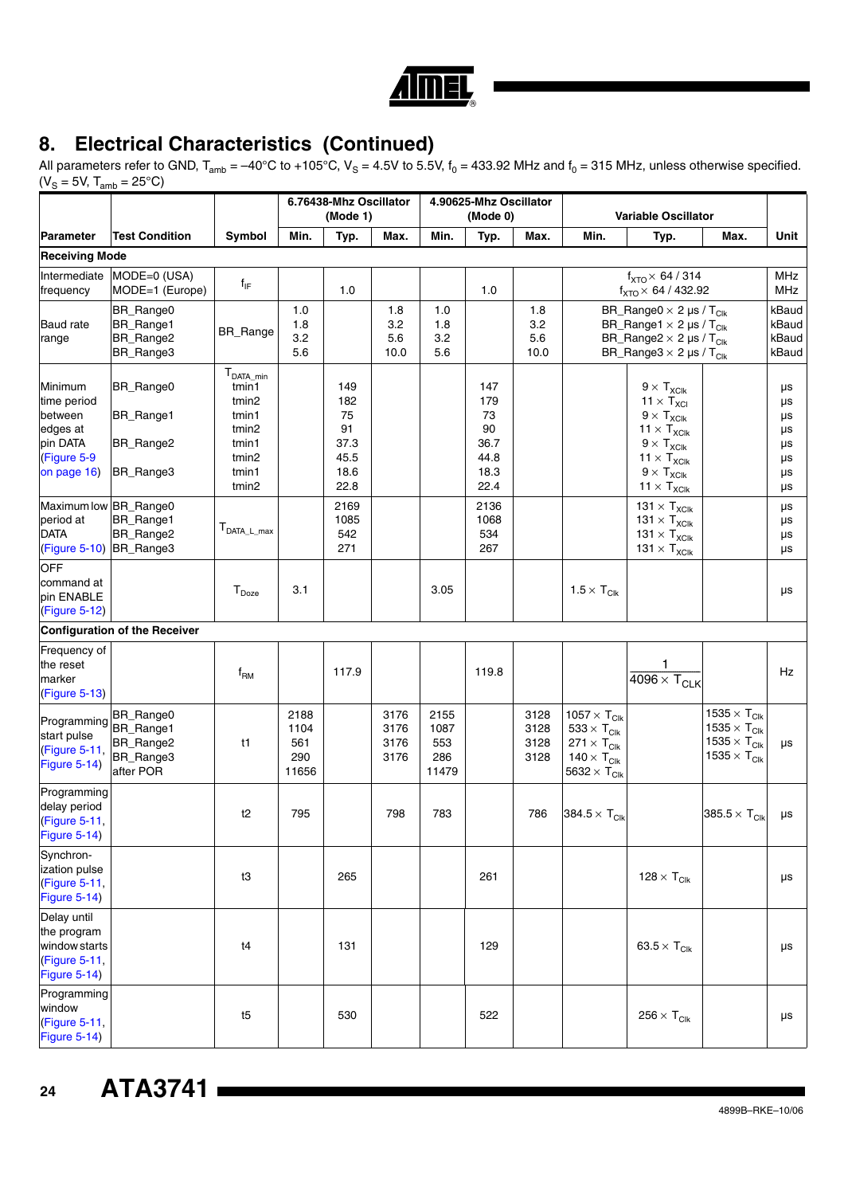## 8. Electrical Characteristics (Continued)

All parameters refer to GND, $T_{amb}$ = –40°C to +105°C, $V_S$ = 4.5V to 5.5V, $f_0$ = 433.92 MHz and $f_0$ = 315 MHz, unless otherwise specified. ($V_S$ = 5V, $T_{amb}$ = 25°C)

| | | | 6.76438-Mhz Oscillator (Mode 1) | | | 4.90625-Mhz Oscillator (Mode 0) | | | Variable Oscillator | | | |
|---|---|---|---|---|---|---|---|---|---|---|---|---|
| **Parameter** | **Test Condition** | **Symbol** | **Min.** | **Typ.** | **Max.** | **Min.** | **Typ.** | **Max.** | **Min.** | **Typ.** | **Max.** | **Unit** |
| **Receiving Mode** | | | | | | | | | | | | |
| Intermediate frequency | MODE=0 (USA)<br>MODE=1 (Europe) | $f_{IF}$ | | 1.0 | | | 1.0 | | | $f_{XTO} \times 64 / 314$<br>$f_{XTO} \times 64 / 432.92$ | | MHz<br>MHz |
| Baud rate range | BR_Range0<br>BR_Range1<br>BR_Range2<br>BR_Range3 | BR_Range | 1.0<br>1.8<br>3.2<br>5.6 | | 1.8<br>3.2<br>5.6<br>10.0 | 1.0<br>1.8<br>3.2<br>5.6 | | 1.8<br>3.2<br>5.6<br>10.0 | | BR_Range0 × 2 µs / $T_{Clk}$<br>BR_Range1 × 2 µs / $T_{Clk}$<br>BR_Range2 × 2 µs / $T_{Clk}$<br>BR_Range3 × 2 µs / $T_{Clk}$ | | kBaud<br>kBaud<br>kBaud<br>kBaud |
| Minimum time period between edges at pin DATA (Figure 5-9 on page 16) | BR_Range0<br><br>BR_Range1<br><br>BR_Range2<br><br>BR_Range3 | $T_{DATA\_min}$<br>tmin1<br>tmin2<br>tmin1<br>tmin2<br>tmin1<br>tmin2<br>tmin1<br>tmin2 | | 149<br>182<br>75<br>91<br>37.3<br>45.5<br>18.6<br>22.8 | | | 147<br>179<br>73<br>90<br>36.7<br>44.8<br>18.3<br>22.4 | | | $9 \times T_{XClk}$<br>$11 \times T_{XCl}$<br>$9 \times T_{XClk}$<br>$11 \times T_{XClk}$<br>$9 \times T_{XClk}$<br>$11 \times T_{XClk}$<br>$9 \times T_{XClk}$<br>$11 \times T_{XClk}$ | | µs<br>µs<br>µs<br>µs<br>µs<br>µs<br>µs<br>µs |
| Maximum low period at DATA (Figure 5-10) | BR_Range0<br>BR_Range1<br>BR_Range2<br>BR_Range3 | $T_{DATA\_L\_max}$ | | 2169<br>1085<br>542<br>271 | | | 2136<br>1068<br>534<br>267 | | | $131 \times T_{XClk}$<br>$131 \times T_{XClk}$<br>$131 \times T_{XClk}$<br>$131 \times T_{XClk}$ | | µs<br>µs<br>µs<br>µs |
| OFF command at pin ENABLE (Figure 5-12) | | $T_{Doze}$ | 3.1 | | | 3.05 | | | $1.5 \times T_{Clk}$ | | | µs |
| **Configuration of the Receiver** | | | | | | | | | | | | |
| Frequency of the reset marker (Figure 5-13) | | $f_{RM}$ | | 117.9 | | | 119.8 | | | $\frac{1}{4096 \times T_{CLK}}$ | | Hz |
| Programming start pulse (Figure 5-11, Figure 5-14) | BR_Range0<br>BR_Range1<br>BR_Range2<br>BR_Range3<br>after POR | t1 | 2188<br>1104<br>561<br>290<br>11656 | | 3176<br>3176<br>3176<br>3176 | 2155<br>1087<br>553<br>286<br>11479 | | 3128<br>3128<br>3128<br>3128 | $1057 \times T_{Clk}$<br>$533 \times T_{Clk}$<br>$271 \times T_{Clk}$<br>$140 \times T_{Clk}$<br>$5632 \times T_{Clk}$ | | $1535 \times T_{Clk}$<br>$1535 \times T_{Clk}$<br>$1535 \times T_{Clk}$<br>$1535 \times T_{Clk}$ | µs |
| Programming delay period (Figure 5-11, Figure 5-14) | | t2 | 795 | | 798 | 783 | | 786 | $384.5 \times T_{Clk}$ | | $385.5 \times T_{Clk}$ | µs |
| Synchronization pulse (Figure 5-11, Figure 5-14) | | t3 | | 265 | | | 261 | | | $128 \times T_{Clk}$ | | µs |
| Delay until the program window starts (Figure 5-11, Figure 5-14) | | t4 | | 131 | | | 129 | | | $63.5 \times T_{Clk}$ | | µs |
| Programming window (Figure 5-11, Figure 5-14) | | t5 | | 530 | | | 522 | | | $256 \times T_{Clk}$ | | µs |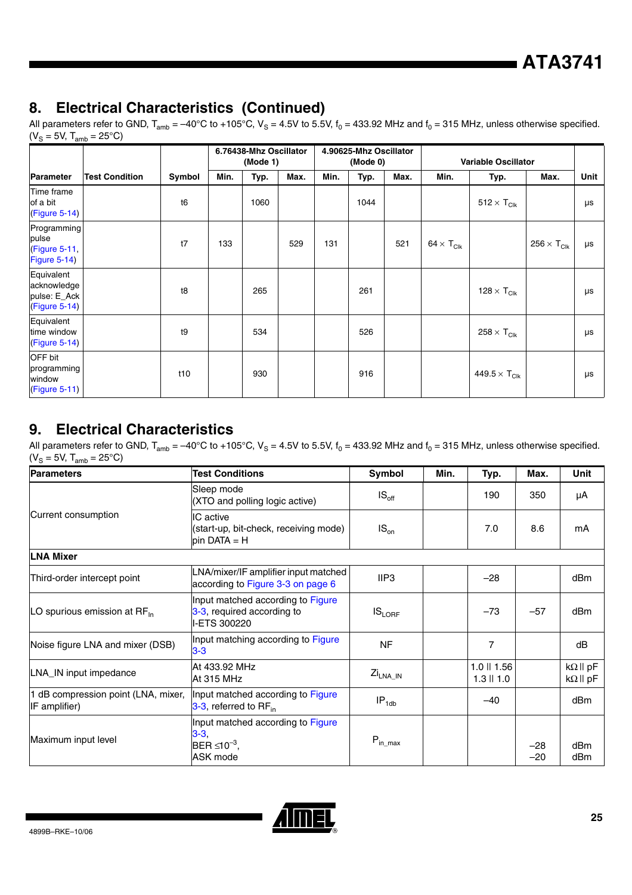## 8. Electrical Characteristics (Continued)

All parameters refer to GND, $T_{amb}$ = –40°C to +105°C, $V_S$ = 4.5V to 5.5V, $f_0$ = 433.92 MHz and $f_0$ = 315 MHz, unless otherwise specified. ($V_S$ = 5V, $T_{amb}$ = 25°C)

| Parameter | Test Condition | Symbol | 6.76438-Mhz Oscillator (Mode 1) | | | 4.90625-Mhz Oscillator (Mode 0) | | | Variable Oscillator | | | Unit |
|---|---|---|---|---|---|---|---|---|---|---|---|---|
| | | | Min. | Typ. | Max. | Min. | Typ. | Max. | Min. | Typ. | Max. | |
| Time frame of a bit (Figure 5-14) | | t6 | | 1060 | | | 1044 | | | $512 \times T_{Clk}$ | | µs |
| Programming pulse (Figure 5-11, Figure 5-14) | | t7 | 133 | | 529 | 131 | | 521 | $64 \times T_{Clk}$ | | $256 \times T_{Clk}$ | µs |
| Equivalent acknowledge pulse: E_Ack (Figure 5-14) | | t8 | | 265 | | | 261 | | | $128 \times T_{Clk}$ | | µs |
| Equivalent time window (Figure 5-14) | | t9 | | 534 | | | 526 | | | $258 \times T_{Clk}$ | | µs |
| OFF bit programming window (Figure 5-11) | | t10 | | 930 | | | 916 | | | $449.5 \times T_{Clk}$ | | µs |

## 9. Electrical Characteristics

All parameters refer to GND, $T_{amb}$ = –40°C to +105°C, $V_S$ = 4.5V to 5.5V, $f_0$ = 433.92 MHz and $f_0$ = 315 MHz, unless otherwise specified. ($V_S$ = 5V, $T_{amb}$ = 25°C)

| Parameters | Test Conditions | Symbol | Min. | Typ. | Max. | Unit |
|---|---|---|---|---|---|---|
| Current consumption | Sleep mode (XTO and polling logic active) | $IS_{off}$ | | 190 | 350 | µA |
| | IC active (start-up, bit-check, receiving mode) pin DATA = H | $IS_{on}$ | | 7.0 | 8.6 | mA |
| **LNA Mixer** | | | | | | |
| Third-order intercept point | LNA/mixer/IF amplifier input matched according to Figure 3-3 on page 6 | IIP3 | | –28 | | dBm |
| LO spurious emission at $RF_{In}$ | Input matched according to Figure 3-3, required according to I-ETS 300220 | $IS_{LORF}$ | | –73 | –57 | dBm |
| Noise figure LNA and mixer (DSB) | Input matching according to Figure 3-3 | NF | | 7 | | dB |
| LNA_IN input impedance | At 433.92 MHz<br>At 315 MHz | $Zi_{LNA\_IN}$ | | 1.0 ǁ 1.56<br>1.3 ǁ 1.0 | | kΩ ǁ pF<br>kΩ ǁ pF |
| 1 dB compression point (LNA, mixer, IF amplifier) | Input matched according to Figure 3-3, referred to $RF_{in}$ | $IP_{1db}$ | | –40 | | dBm |
| Maximum input level | Input matched according to Figure 3-3, BER $\leq 10^{-3}$, ASK mode | $P_{in\_max}$ | | | –28<br>–20 | dBm<br>dBm |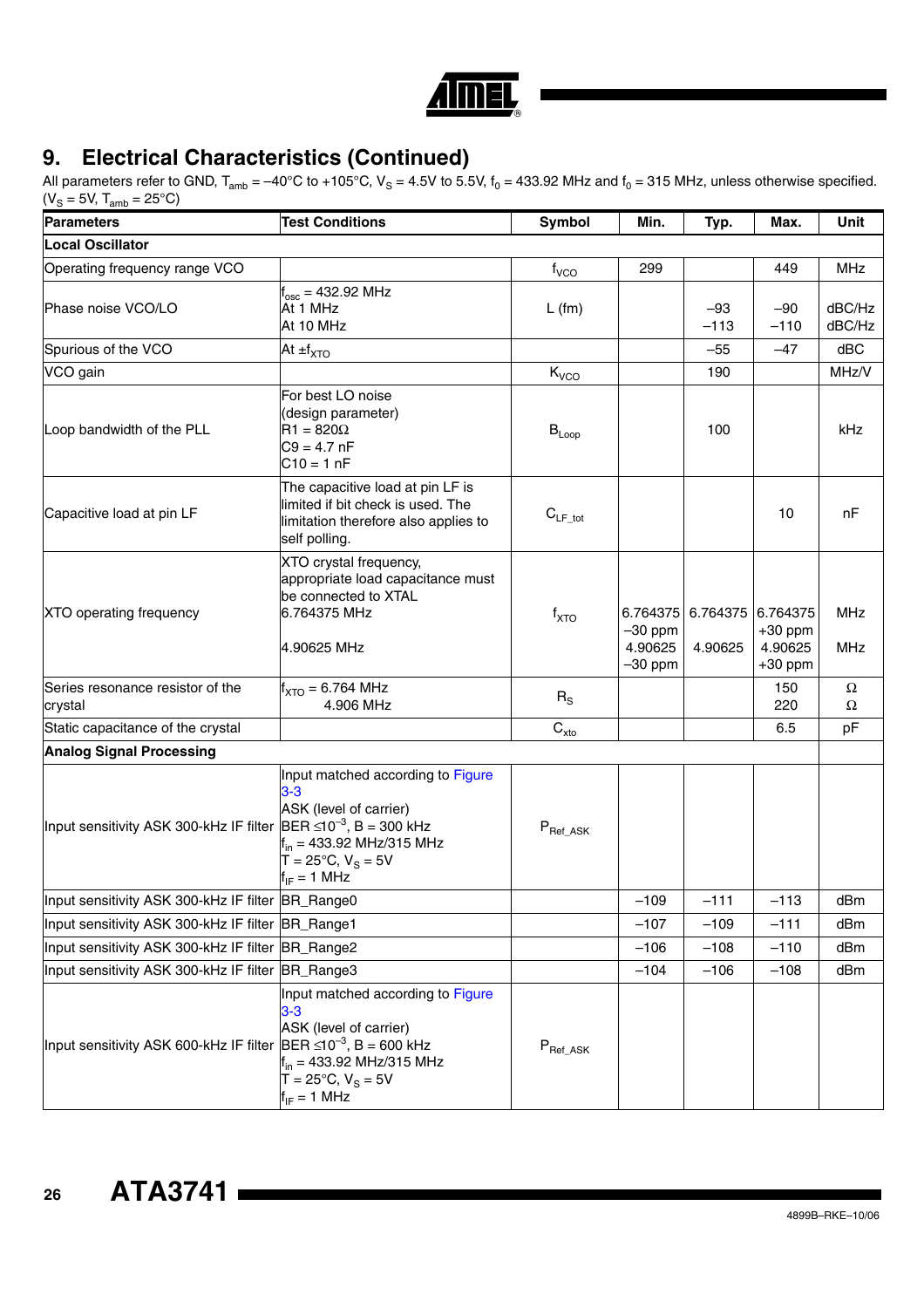## 9. Electrical Characteristics (Continued)

All parameters refer to GND, $T_{amb}$ = –40°C to +105°C, $V_S$ = 4.5V to 5.5V, $f_0$ = 433.92 MHz and $f_0$ = 315 MHz, unless otherwise specified. ($V_S$ = 5V, $T_{amb}$ = 25°C)

| Parameters | Test Conditions | Symbol | Min. | Typ. | Max. | Unit |
|---|---|---|---|---|---|---|
| **Local Oscillator** | | | | | | |
| Operating frequency range VCO | | $f_{VCO}$ | 299 | | 449 | MHz |
| Phase noise VCO/LO | $f_{osc}$ = 432.92 MHz<br>At 1 MHz<br>At 10 MHz | L (fm) | | –93<br>–113 | –90<br>–110 | dBC/Hz<br>dBC/Hz |
| Spurious of the VCO | At $\pm f_{XTO}$ | | | –55 | –47 | dBC |
| VCO gain | | $K_{VCO}$ | | 190 | | MHz/V |
| Loop bandwidth of the PLL | For best LO noise<br>(design parameter)<br>R1 = 820Ω<br>C9 = 4.7 nF<br>C10 = 1 nF | $B_{Loop}$ | | 100 | | kHz |
| Capacitive load at pin LF | The capacitive load at pin LF is limited if bit check is used. The limitation therefore also applies to self polling. | $C_{LF\_tot}$ | | | 10 | nF |
| XTO operating frequency | XTO crystal frequency, appropriate load capacitance must be connected to XTAL<br>6.764375 MHz<br><br>4.90625 MHz | $f_{XTO}$ | 6.764375<br>–30 ppm<br>4.90625<br>–30 ppm | 6.764375<br><br>4.90625 | 6.764375<br>+30 ppm<br>4.90625<br>+30 ppm | MHz<br><br>MHz |
| Series resonance resistor of the crystal | $f_{XTO}$ = 6.764 MHz<br>4.906 MHz | $R_S$ | | | 150<br>220 | Ω<br>Ω |
| Static capacitance of the crystal | | $C_{xto}$ | | | 6.5 | pF |
| **Analog Signal Processing** | | | | | | |
| Input sensitivity ASK 300-kHz IF filter | Input matched according to Figure 3-3<br>ASK (level of carrier)<br>BER ≤$10^{-3}$, B = 300 kHz<br>$f_{in}$ = 433.92 MHz/315 MHz<br>T = 25°C, $V_S$ = 5V<br>$f_{IF}$ = 1 MHz | $P_{Ref\_ASK}$ | | | | |
| Input sensitivity ASK 300-kHz IF filter | BR_Range0 | | –109 | –111 | –113 | dBm |
| Input sensitivity ASK 300-kHz IF filter | BR_Range1 | | –107 | –109 | –111 | dBm |
| Input sensitivity ASK 300-kHz IF filter | BR_Range2 | | –106 | –108 | –110 | dBm |
| Input sensitivity ASK 300-kHz IF filter | BR_Range3 | | –104 | –106 | –108 | dBm |
| Input sensitivity ASK 600-kHz IF filter | Input matched according to Figure 3-3<br>ASK (level of carrier)<br>BER ≤$10^{-3}$, B = 600 kHz<br>$f_{in}$ = 433.92 MHz/315 MHz<br>T = 25°C, $V_S$ = 5V<br>$f_{IF}$ = 1 MHz | $P_{Ref\_ASK}$ | | | | |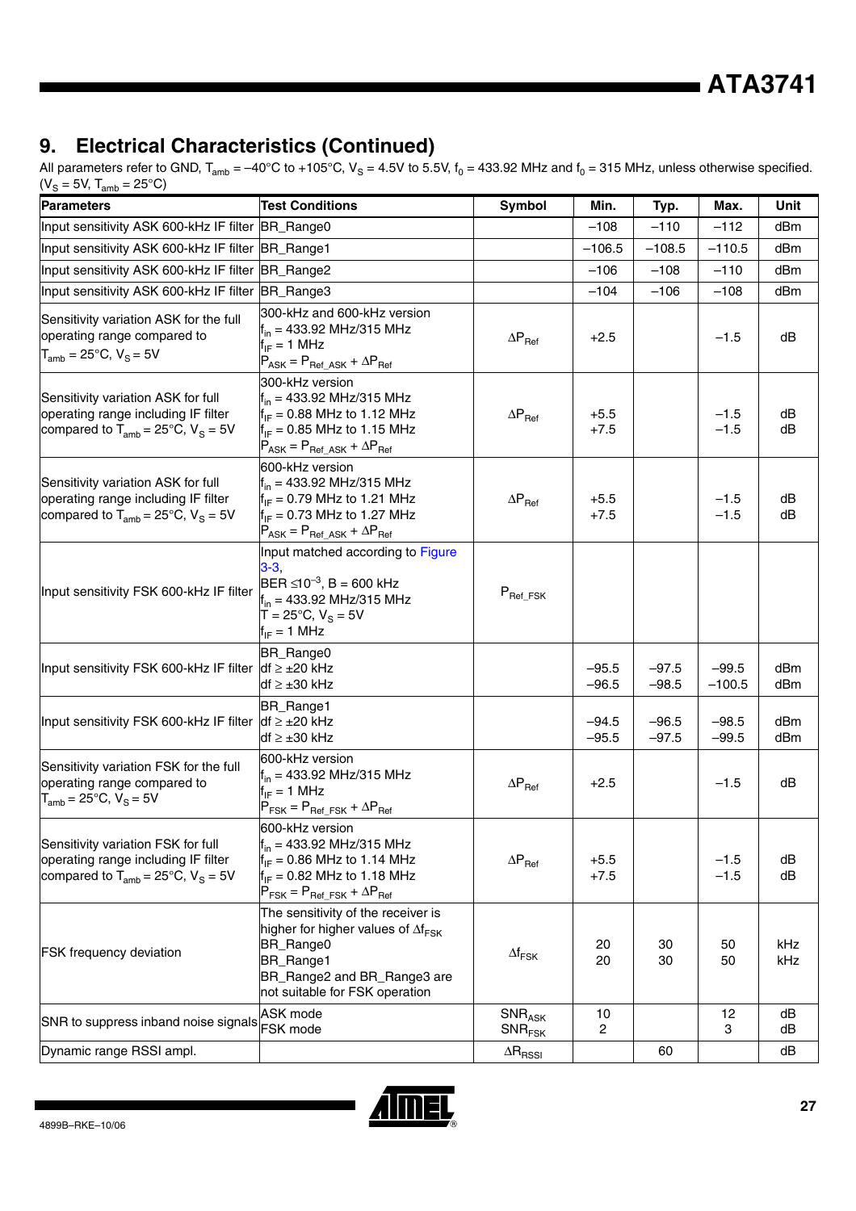## 9. Electrical Characteristics (Continued)

All parameters refer to GND, $T_{amb}$ = –40°C to +105°C, $V_S$ = 4.5V to 5.5V, $f_0$ = 433.92 MHz and $f_0$ = 315 MHz, unless otherwise specified. ($V_S$ = 5V, $T_{amb}$ = 25°C)

| Parameters | Test Conditions | Symbol | Min. | Typ. | Max. | Unit |
|---|---|---|---|---|---|---|
| Input sensitivity ASK 600-kHz IF filter | BR_Range0 | | –108 | –110 | –112 | dBm |
| Input sensitivity ASK 600-kHz IF filter | BR_Range1 | | –106.5 | –108.5 | –110.5 | dBm |
| Input sensitivity ASK 600-kHz IF filter | BR_Range2 | | –106 | –108 | –110 | dBm |
| Input sensitivity ASK 600-kHz IF filter | BR_Range3 | | –104 | –106 | –108 | dBm |
| Sensitivity variation ASK for the full operating range compared to $T_{amb}$ = 25°C, $V_S$ = 5V | 300-kHz and 600-kHz version<br>$f_{in}$ = 433.92 MHz/315 MHz<br>$f_{IF}$ = 1 MHz<br>$P_{ASK} = P_{Ref\_ASK} + \Delta P_{Ref}$ | $\Delta P_{Ref}$ | +2.5 | | –1.5 | dB |
| Sensitivity variation ASK for full operating range including IF filter compared to $T_{amb}$ = 25°C, $V_S$ = 5V | 300-kHz version<br>$f_{in}$ = 433.92 MHz/315 MHz<br>$f_{IF}$ = 0.88 MHz to 1.12 MHz<br>$f_{IF}$ = 0.85 MHz to 1.15 MHz<br>$P_{ASK} = P_{Ref\_ASK} + \Delta P_{Ref}$ | $\Delta P_{Ref}$ | +5.5<br>+7.5 | | –1.5<br>–1.5 | dB<br>dB |
| Sensitivity variation ASK for full operating range including IF filter compared to $T_{amb}$ = 25°C, $V_S$ = 5V | 600-kHz version<br>$f_{in}$ = 433.92 MHz/315 MHz<br>$f_{IF}$ = 0.79 MHz to 1.21 MHz<br>$f_{IF}$ = 0.73 MHz to 1.27 MHz<br>$P_{ASK} = P_{Ref\_ASK} + \Delta P_{Ref}$ | $\Delta P_{Ref}$ | +5.5<br>+7.5 | | –1.5<br>–1.5 | dB<br>dB |
| Input sensitivity FSK 600-kHz IF filter | Input matched according to Figure 3-3,<br>BER ≤$10^{-3}$, B = 600 kHz<br>$f_{in}$ = 433.92 MHz/315 MHz<br>T = 25°C, $V_S$ = 5V<br>$f_{IF}$ = 1 MHz | $P_{Ref\_FSK}$ | | | | |
| Input sensitivity FSK 600-kHz IF filter | BR_Range0<br>df ≥ ±20 kHz<br>df ≥ ±30 kHz | | –95.5<br>–96.5 | –97.5<br>–98.5 | –99.5<br>–100.5 | dBm<br>dBm |
| Input sensitivity FSK 600-kHz IF filter | BR_Range1<br>df ≥ ±20 kHz<br>df ≥ ±30 kHz | | –94.5<br>–95.5 | –96.5<br>–97.5 | –98.5<br>–99.5 | dBm<br>dBm |
| Sensitivity variation FSK for the full operating range compared to $T_{amb}$ = 25°C, $V_S$ = 5V | 600-kHz version<br>$f_{in}$ = 433.92 MHz/315 MHz<br>$f_{IF}$ = 1 MHz<br>$P_{FSK} = P_{Ref\_FSK} + \Delta P_{Ref}$ | $\Delta P_{Ref}$ | +2.5 | | –1.5 | dB |
| Sensitivity variation FSK for full operating range including IF filter compared to $T_{amb}$ = 25°C, $V_S$ = 5V | 600-kHz version<br>$f_{in}$ = 433.92 MHz/315 MHz<br>$f_{IF}$ = 0.86 MHz to 1.14 MHz<br>$f_{IF}$ = 0.82 MHz to 1.18 MHz<br>$P_{FSK} = P_{Ref\_FSK} + \Delta P_{Ref}$ | $\Delta P_{Ref}$ | +5.5<br>+7.5 | | –1.5<br>–1.5 | dB<br>dB |
| FSK frequency deviation | The sensitivity of the receiver is higher for higher values of $\Delta f_{FSK}$<br>BR_Range0<br>BR_Range1<br>BR_Range2 and BR_Range3 are not suitable for FSK operation | $\Delta f_{FSK}$ | 20<br>20 | 30<br>30 | 50<br>50 | kHz<br>kHz |
| SNR to suppress inband noise signals | ASK mode<br>FSK mode | $SNR_{ASK}$<br>$SNR_{FSK}$ | 10<br>2 | | 12<br>3 | dB<br>dB |
| Dynamic range RSSI ampl. | | $\Delta R_{RSSI}$ | | 60 | | dB |

4899B–RKE–10/06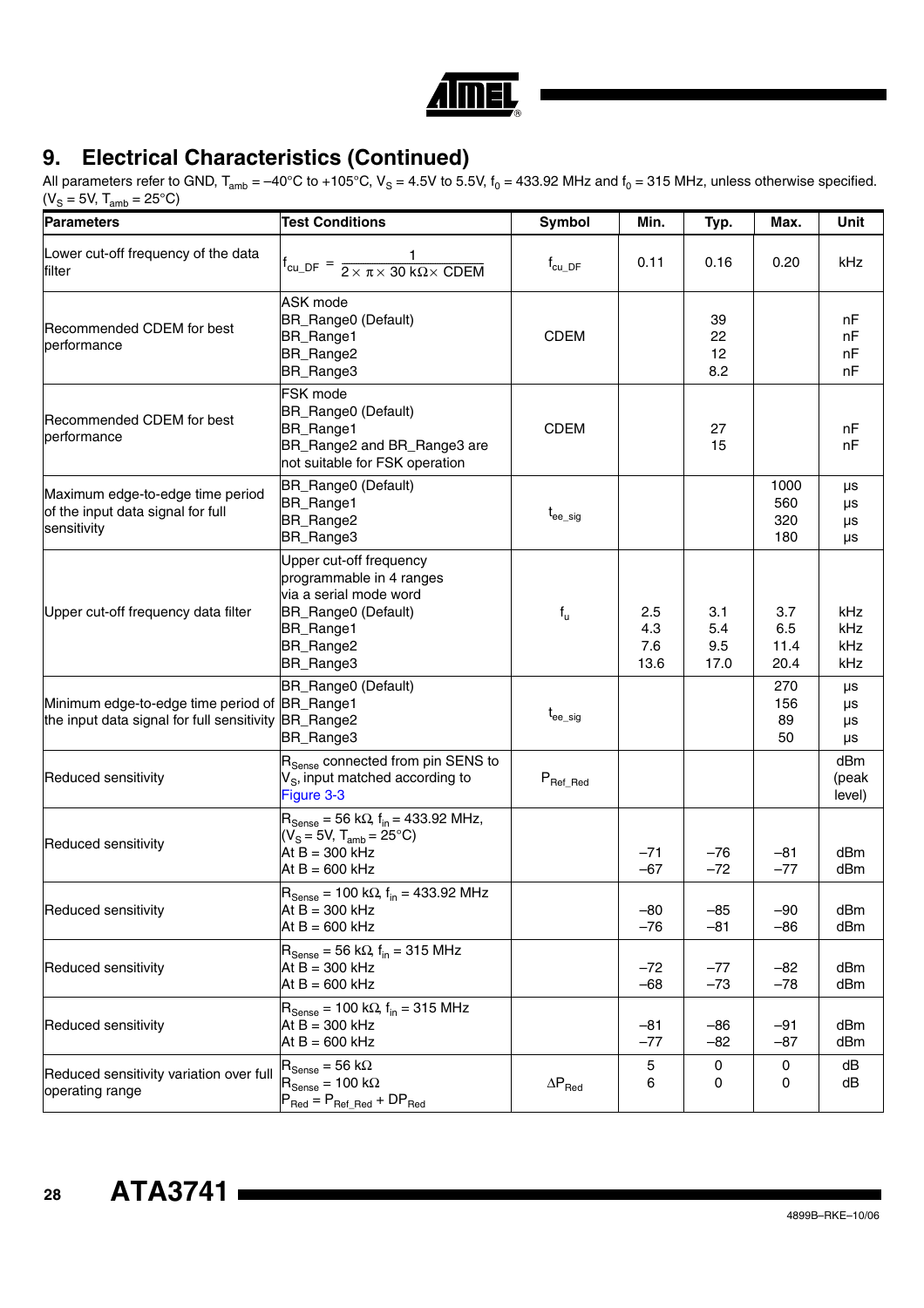## 9. Electrical Characteristics (Continued)

All parameters refer to GND, $T_{amb}$ = –40°C to +105°C, $V_S$ = 4.5V to 5.5V, $f_0$ = 433.92 MHz and $f_0$ = 315 MHz, unless otherwise specified. ($V_S$ = 5V, $T_{amb}$ = 25°C)

| Parameters | Test Conditions | Symbol | Min. | Typ. | Max. | Unit |
|---|---|---|---|---|---|---|
| Lower cut-off frequency of the data filter | $f_{cu\_DF} = \frac{1}{2 \times \pi \times 30\ k\Omega \times CDEM}$ | $f_{cu\_DF}$ | 0.11 | 0.16 | 0.20 | kHz |
| Recommended CDEM for best performance | ASK mode<br>BR_Range0 (Default)<br>BR_Range1<br>BR_Range2<br>BR_Range3 | CDEM | | 39<br>22<br>12<br>8.2 | | nF<br>nF<br>nF<br>nF |
| Recommended CDEM for best performance | FSK mode<br>BR_Range0 (Default)<br>BR_Range1<br>BR_Range2 and BR_Range3 are not suitable for FSK operation | CDEM | | 27<br>15 | | nF<br>nF |
| Maximum edge-to-edge time period of the input data signal for full sensitivity | BR_Range0 (Default)<br>BR_Range1<br>BR_Range2<br>BR_Range3 | $t_{ee\_sig}$ | | | 1000<br>560<br>320<br>180 | µs<br>µs<br>µs<br>µs |
| Upper cut-off frequency data filter | Upper cut-off frequency programmable in 4 ranges via a serial mode word<br>BR_Range0 (Default)<br>BR_Range1<br>BR_Range2<br>BR_Range3 | $f_u$ | 2.5<br>4.3<br>7.6<br>13.6 | 3.1<br>5.4<br>9.5<br>17.0 | 3.7<br>6.5<br>11.4<br>20.4 | kHz<br>kHz<br>kHz<br>kHz |
| Minimum edge-to-edge time period of the input data signal for full sensitivity | BR_Range0 (Default)<br>BR_Range1<br>BR_Range2<br>BR_Range3 | $t_{ee\_sig}$ | | | 270<br>156<br>89<br>50 | µs<br>µs<br>µs<br>µs |
| Reduced sensitivity | $R_{Sense}$ connected from pin SENS to $V_S$, input matched according to Figure 3-3 | $P_{Ref\_Red}$ | | | | dBm (peak level) |
| Reduced sensitivity | $R_{Sense}$ = 56 kΩ, $f_{in}$ = 433.92 MHz, ($V_S$ = 5V, $T_{amb}$ = 25°C)<br>At B = 300 kHz<br>At B = 600 kHz | | –71<br>–67 | –76<br>–72 | –81<br>–77 | dBm<br>dBm |
| Reduced sensitivity | $R_{Sense}$ = 100 kΩ, $f_{in}$ = 433.92 MHz<br>At B = 300 kHz<br>At B = 600 kHz | | –80<br>–76 | –85<br>–81 | –90<br>–86 | dBm<br>dBm |
| Reduced sensitivity | $R_{Sense}$ = 56 kΩ, $f_{in}$ = 315 MHz<br>At B = 300 kHz<br>At B = 600 kHz | | –72<br>–68 | –77<br>–73 | –82<br>–78 | dBm<br>dBm |
| Reduced sensitivity | $R_{Sense}$ = 100 kΩ, $f_{in}$ = 315 MHz<br>At B = 300 kHz<br>At B = 600 kHz | | –81<br>–77 | –86<br>–82 | –91<br>–87 | dBm<br>dBm |
| Reduced sensitivity variation over full operating range | $R_{Sense}$ = 56 kΩ<br>$R_{Sense}$ = 100 kΩ<br>$P_{Red} = P_{Ref\_Red} + DP_{Red}$ | $\Delta P_{Red}$ | 5<br>6 | 0<br>0 | 0<br>0 | dB<br>dB |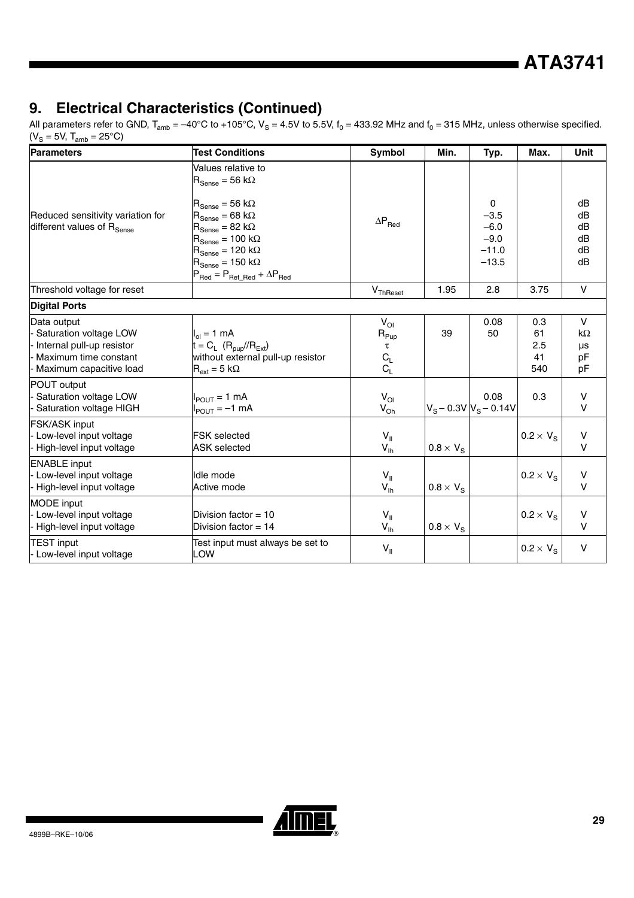## 9. Electrical Characteristics (Continued)

All parameters refer to GND, $T_{amb}$ = –40°C to +105°C, $V_S$ = 4.5V to 5.5V, $f_0$ = 433.92 MHz and $f_0$ = 315 MHz, unless otherwise specified. ($V_S$ = 5V, $T_{amb}$ = 25°C)

| Parameters | Test Conditions | Symbol | Min. | Typ. | Max. | Unit |
|---|---|---|---|---|---|---|
| Reduced sensitivity variation for different values of $R_{Sense}$ | Values relative to $R_{Sense}$ = 56 kΩ<br><br>$R_{Sense}$ = 56 kΩ<br>$R_{Sense}$ = 68 kΩ<br>$R_{Sense}$ = 82 kΩ<br>$R_{Sense}$ = 100 kΩ<br>$R_{Sense}$ = 120 kΩ<br>$R_{Sense}$ = 150 kΩ<br>$P_{Red} = P_{Ref\_Red} + \Delta P_{Red}$ | $\Delta P_{Red}$ | | 0<br>–3.5<br>–6.0<br>–9.0<br>–11.0<br>–13.5 | | dB<br>dB<br>dB<br>dB<br>dB<br>dB |
| Threshold voltage for reset | | $V_{ThReset}$ | 1.95 | 2.8 | 3.75 | V |
| **Digital Ports** | | | | | | |
| Data output<br>- Saturation voltage LOW<br>- Internal pull-up resistor<br>- Maximum time constant<br>- Maximum capacitive load | <br>$I_{ol}$ = 1 mA<br>$t = C_L\ (R_{pup}//R_{Ext})$<br>without external pull-up resistor<br>$R_{ext}$ = 5 kΩ | $V_{Ol}$<br>$R_{Pup}$<br>τ<br>$C_L$<br>$C_L$ | <br>39 | 0.08<br>50 | 0.3<br>61<br>2.5<br>41<br>540 | V<br>kΩ<br>µs<br>pF<br>pF |
| POUT output<br>- Saturation voltage LOW<br>- Saturation voltage HIGH | <br>$I_{POUT}$ = 1 mA<br>$I_{POUT}$ = –1 mA | $V_{Ol}$<br>$V_{Oh}$ | <br><br>$V_S$ – 0.3V | <br>0.08<br>$V_S$ – 0.14V | <br>0.3 | <br>V<br>V |
| FSK/ASK input<br>- Low-level input voltage<br>- High-level input voltage | <br>FSK selected<br>ASK selected | $V_{Il}$<br>$V_{Ih}$ | <br><br>0.8 × $V_S$ | | <br>0.2 × $V_S$ | <br>V<br>V |
| ENABLE input<br>- Low-level input voltage<br>- High-level input voltage | <br>Idle mode<br>Active mode | $V_{Il}$<br>$V_{Ih}$ | <br><br>0.8 × $V_S$ | | <br>0.2 × $V_S$ | <br>V<br>V |
| MODE input<br>- Low-level input voltage<br>- High-level input voltage | <br>Division factor = 10<br>Division factor = 14 | $V_{Il}$<br>$V_{Ih}$ | <br><br>0.8 × $V_S$ | | <br>0.2 × $V_S$ | <br>V<br>V |
| TEST input<br>- Low-level input voltage | Test input must always be set to LOW | $V_{Il}$ | | | 0.2 × $V_S$ | V |

4899B–RKE–10/06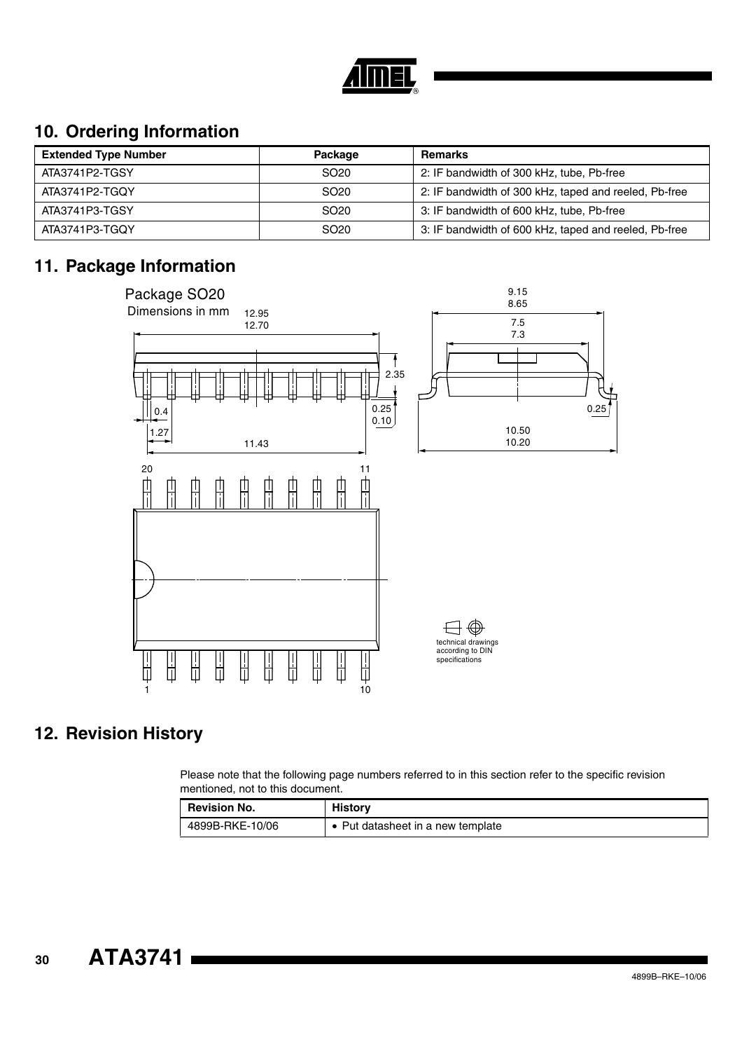## 10. Ordering Information

| Extended Type Number | Package | Remarks |
|---|---|---|
| ATA3741P2-TGSY | SO20 | 2: IF bandwidth of 300 kHz, tube, Pb-free |
| ATA3741P2-TGQY | SO20 | 2: IF bandwidth of 300 kHz, taped and reeled, Pb-free |
| ATA3741P3-TGSY | SO20 | 3: IF bandwidth of 600 kHz, tube, Pb-free |
| ATA3741P3-TGQY | SO20 | 3: IF bandwidth of 600 kHz, taped and reeled, Pb-free |

## 11. Package Information

Package SO20
Dimensions in mm

12.95
12.70

2.35

0.4

1.27

11.43

0.25
0.10

9.15
8.65

7.5
7.3

0.25

10.50
10.20

20 11

1 10

technical drawings according to DIN specifications

## 12. Revision History

Please note that the following page numbers referred to in this section refer to the specific revision mentioned, not to this document.

| Revision No. | History |
|---|---|
| 4899B-RKE-10/06 | • Put datasheet in a new template |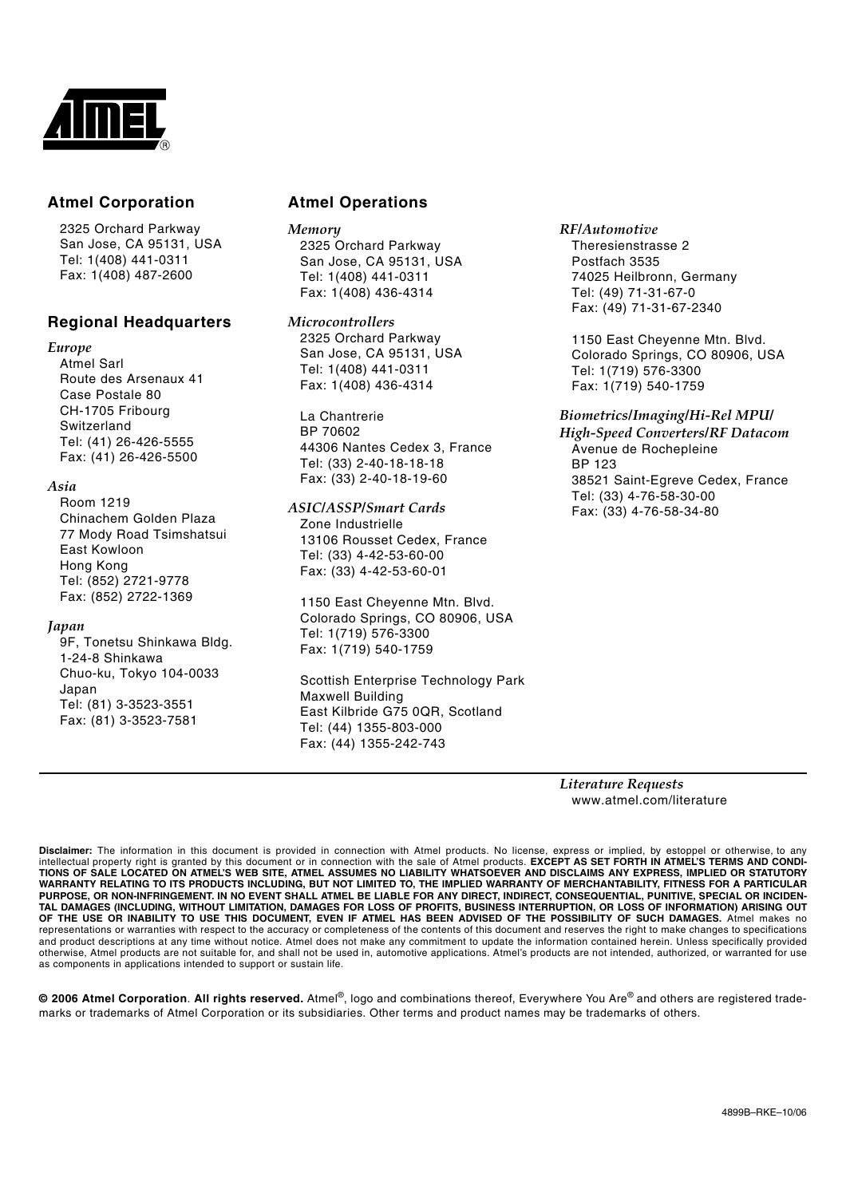## Atmel Corporation

2325 Orchard Parkway
San Jose, CA 95131, USA
Tel: 1(408) 441-0311
Fax: 1(408) 487-2600

## Regional Headquarters

*Europe*

Atmel Sarl
Route des Arsenaux 41
Case Postale 80
CH-1705 Fribourg
Switzerland
Tel: (41) 26-426-5555
Fax: (41) 26-426-5500

*Asia*

Room 1219
Chinachem Golden Plaza
77 Mody Road Tsimshatsui
East Kowloon
Hong Kong
Tel: (852) 2721-9778
Fax: (852) 2722-1369

*Japan*

9F, Tonetsu Shinkawa Bldg.
1-24-8 Shinkawa
Chuo-ku, Tokyo 104-0033
Japan
Tel: (81) 3-3523-3551
Fax: (81) 3-3523-7581

## Atmel Operations

*Memory*

2325 Orchard Parkway
San Jose, CA 95131, USA
Tel: 1(408) 441-0311
Fax: 1(408) 436-4314

*Microcontrollers*

2325 Orchard Parkway
San Jose, CA 95131, USA
Tel: 1(408) 441-0311
Fax: 1(408) 436-4314

La Chantrerie
BP 70602
44306 Nantes Cedex 3, France
Tel: (33) 2-40-18-18-18
Fax: (33) 2-40-18-19-60

*ASIC/ASSP/Smart Cards*

Zone Industrielle
13106 Rousset Cedex, France
Tel: (33) 4-42-53-60-00
Fax: (33) 4-42-53-60-01

1150 East Cheyenne Mtn. Blvd.
Colorado Springs, CO 80906, USA
Tel: 1(719) 576-3300
Fax: 1(719) 540-1759

Scottish Enterprise Technology Park
Maxwell Building
East Kilbride G75 0QR, Scotland
Tel: (44) 1355-803-000
Fax: (44) 1355-242-743

*RF/Automotive*

Theresienstrasse 2
Postfach 3535
74025 Heilbronn, Germany
Tel: (49) 71-31-67-0
Fax: (49) 71-31-67-2340

1150 East Cheyenne Mtn. Blvd.
Colorado Springs, CO 80906, USA
Tel: 1(719) 576-3300
Fax: 1(719) 540-1759

*Biometrics/Imaging/Hi-Rel MPU/ High-Speed Converters/RF Datacom*

Avenue de Rochepleine
BP 123
38521 Saint-Egreve Cedex, France
Tel: (33) 4-76-58-30-00
Fax: (33) 4-76-58-34-80

*Literature Requests*

www.atmel.com/literature

**Disclaimer:** The information in this document is provided in connection with Atmel products. No license, express or implied, by estoppel or otherwise, to any intellectual property right is granted by this document or in connection with the sale of Atmel products. **EXCEPT AS SET FORTH IN ATMEL'S TERMS AND CONDITIONS OF SALE LOCATED ON ATMEL'S WEB SITE, ATMEL ASSUMES NO LIABILITY WHATSOEVER AND DISCLAIMS ANY EXPRESS, IMPLIED OR STATUTORY WARRANTY RELATING TO ITS PRODUCTS INCLUDING, BUT NOT LIMITED TO, THE IMPLIED WARRANTY OF MERCHANTABILITY, FITNESS FOR A PARTICULAR PURPOSE, OR NON-INFRINGEMENT. IN NO EVENT SHALL ATMEL BE LIABLE FOR ANY DIRECT, INDIRECT, CONSEQUENTIAL, PUNITIVE, SPECIAL OR INCIDENTAL DAMAGES (INCLUDING, WITHOUT LIMITATION, DAMAGES FOR LOSS OF PROFITS, BUSINESS INTERRUPTION, OR LOSS OF INFORMATION) ARISING OUT OF THE USE OR INABILITY TO USE THIS DOCUMENT, EVEN IF ATMEL HAS BEEN ADVISED OF THE POSSIBILITY OF SUCH DAMAGES.** Atmel makes no representations or warranties with respect to the accuracy or completeness of the contents of this document and reserves the right to make changes to specifications and product descriptions at any time without notice. Atmel does not make any commitment to update the information contained herein. Unless specifically provided otherwise, Atmel products are not suitable for, and shall not be used in, automotive applications. Atmel's products are not intended, authorized, or warranted for use as components in applications intended to support or sustain life.

**© 2006 Atmel Corporation**. **All rights reserved.** Atmel®, logo and combinations thereof, Everywhere You Are® and others are registered trademarks or trademarks of Atmel Corporation or its subsidiaries. Other terms and product names may be trademarks of others.

4899B–RKE–10/06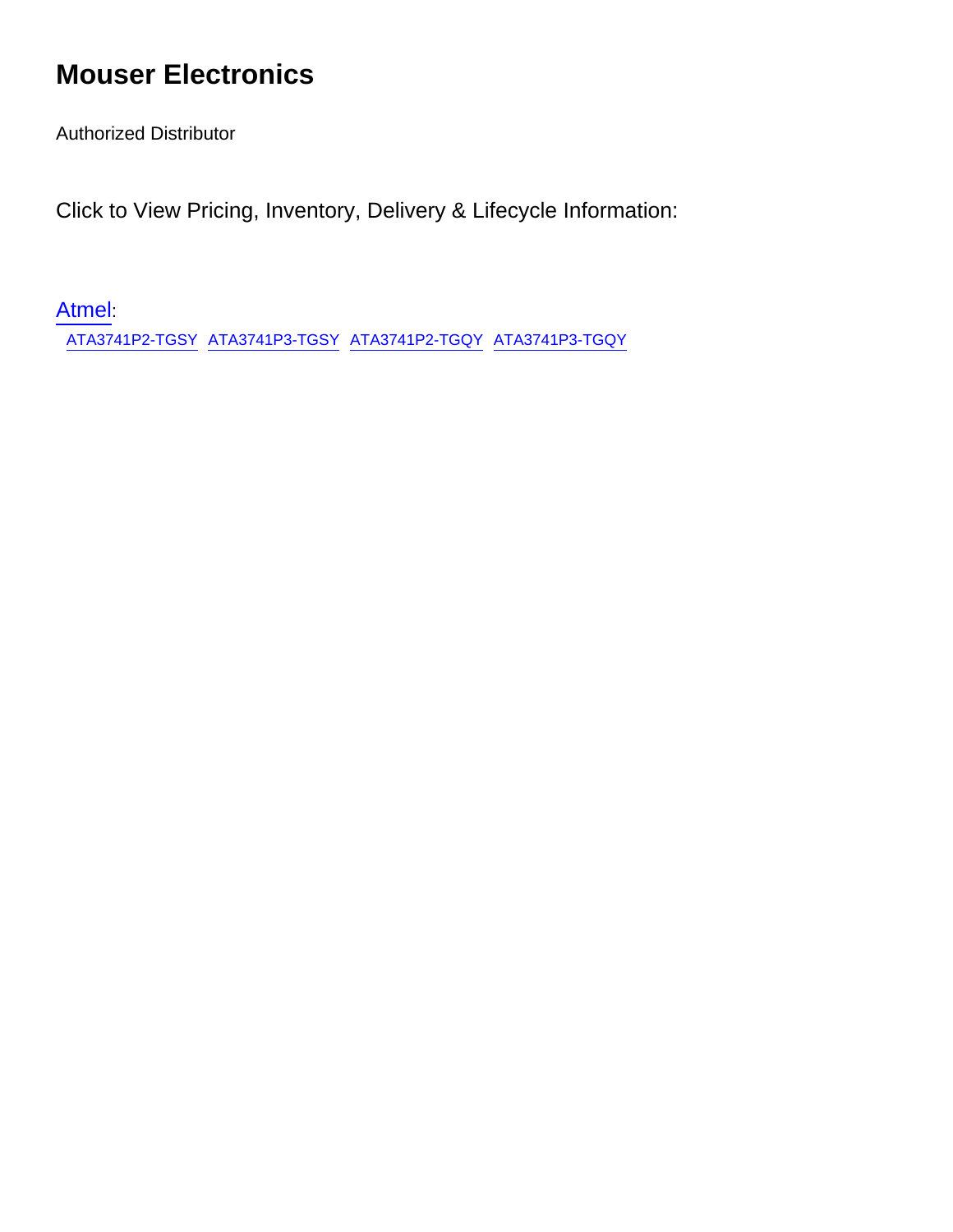# Mouser Electronics

Authorized Distributor

Click to View Pricing, Inventory, Delivery & Lifecycle Information:

Atmel:

ATA3741P2-TGSY ATA3741P3-TGSY ATA3741P2-TGQY ATA3741P3-TGQY